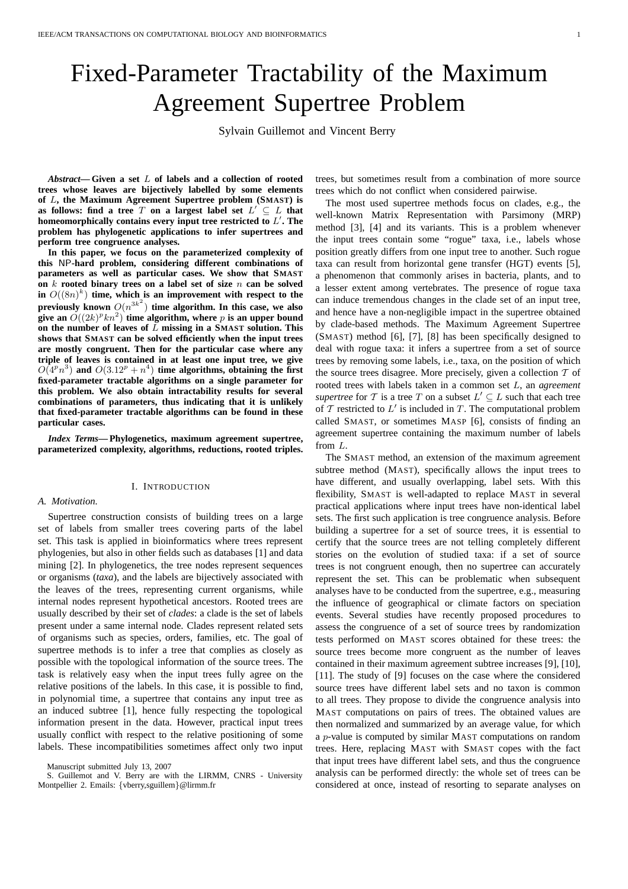# Fixed-Parameter Tractability of the Maximum Agreement Supertree Problem

Sylvain Guillemot and Vincent Berry

***Abstract*— Given a set $L$ of labels and a collection of rooted trees whose leaves are bijectively labelled by some elements of $L$, the Maximum Agreement Supertree problem (SMAST) is as follows: find a tree $T$ on a largest label set $L' \subseteq L$ that homeomorphically contains every input tree restricted to $L'$. The problem has phylogenetic applications to infer supertrees and perform tree congruence analyses.**

**In this paper, we focus on the parameterized complexity of this NP-hard problem, considering different combinations of parameters as well as particular cases. We show that SMAST on $k$ rooted binary trees on a label set of size $n$ can be solved in $O((8n)^k)$ time, which is an improvement with respect to the previously known $O(n^{3k^2})$ time algorithm. In this case, we also give an $O((2k)^p kn^2)$ time algorithm, where $p$ is an upper bound on the number of leaves of $L$ missing in a SMAST solution. This shows that SMAST can be solved efficiently when the input trees are mostly congruent. Then for the particular case where any triple of leaves is contained in at least one input tree, we give $O(4^p n^3)$ and $O(3.12^p + n^4)$ time algorithms, obtaining the first fixed-parameter tractable algorithms on a single parameter for this problem. We also obtain intractability results for several combinations of parameters, thus indicating that it is unlikely that fixed-parameter tractable algorithms can be found in these particular cases.**

***Index Terms*— Phylogenetics, maximum agreement supertree, parameterized complexity, algorithms, reductions, rooted triples.**

## I. Introduction

### A. Motivation.

Supertree construction consists of building trees on a large set of labels from smaller trees covering parts of the label set. This task is applied in bioinformatics where trees represent phylogenies, but also in other fields such as databases [1] and data mining [2]. In phylogenetics, the tree nodes represent sequences or organisms (*taxa*), and the labels are bijectively associated with the leaves of the trees, representing current organisms, while internal nodes represent hypothetical ancestors. Rooted trees are usually described by their set of *clades*: a clade is the set of labels present under a same internal node. Clades represent related sets of organisms such as species, orders, families, etc. The goal of supertree methods is to infer a tree that complies as closely as possible with the topological information of the source trees. The task is relatively easy when the input trees fully agree on the relative positions of the labels. In this case, it is possible to find, in polynomial time, a supertree that contains any input tree as an induced subtree [1], hence fully respecting the topological information present in the data. However, practical input trees usually conflict with respect to the relative positioning of some labels. These incompatibilities sometimes affect only two input trees, but sometimes result from a combination of more source trees which do not conflict when considered pairwise.

The most used supertree methods focus on clades, e.g., the well-known Matrix Representation with Parsimony (MRP) method [3], [4] and its variants. This is a problem whenever the input trees contain some "rogue" taxa, i.e., labels whose position greatly differs from one input tree to another. Such rogue taxa can result from horizontal gene transfer (HGT) events [5], a phenomenon that commonly arises in bacteria, plants, and to a lesser extent among vertebrates. The presence of rogue taxa can induce tremendous changes in the clade set of an input tree, and hence have a non-negligible impact in the supertree obtained by clade-based methods. The Maximum Agreement Supertree (SMAST) method [6], [7], [8] has been specifically designed to deal with rogue taxa: it infers a supertree from a set of source trees by removing some labels, i.e., taxa, on the position of which the source trees disagree. More precisely, given a collection $\mathcal{T}$ of rooted trees with labels taken in a common set $L$, an *agreement supertree* for $\mathcal{T}$ is a tree $T$ on a subset $L' \subseteq L$ such that each tree of $\mathcal{T}$ restricted to $L'$ is included in $T$. The computational problem called SMAST, or sometimes MASP [6], consists of finding an agreement supertree containing the maximum number of labels from $L$.

The SMAST method, an extension of the maximum agreement subtree method (MAST), specifically allows the input trees to have different, and usually overlapping, label sets. With this flexibility, SMAST is well-adapted to replace MAST in several practical applications where input trees have non-identical label sets. The first such application is tree congruence analysis. Before building a supertree for a set of source trees, it is essential to certify that the source trees are not telling completely different stories on the evolution of studied taxa: if a set of source trees is not congruent enough, then no supertree can accurately represent the set. This can be problematic when subsequent analyses have to be conducted from the supertree, e.g., measuring the influence of geographical or climate factors on speciation events. Several studies have recently proposed procedures to assess the congruence of a set of source trees by randomization tests performed on MAST scores obtained for these trees: the source trees become more congruent as the number of leaves contained in their maximum agreement subtree increases [9], [10], [11]. The study of [9] focuses on the case where the considered source trees have different label sets and no taxon is common to all trees. They propose to divide the congruence analysis into MAST computations on pairs of trees. The obtained values are then normalized and summarized by an average value, for which a $p$-value is computed by similar MAST computations on random trees. Here, replacing MAST with SMAST copes with the fact that input trees have different label sets, and thus the congruence analysis can be performed directly: the whole set of trees can be considered at once, instead of resorting to separate analyses on

Manuscript submitted July 13, 2007

S. Guillemot and V. Berry are with the LIRMM, CNRS - University Montpellier 2. Emails: {vberry,sguillem}@lirmm.fr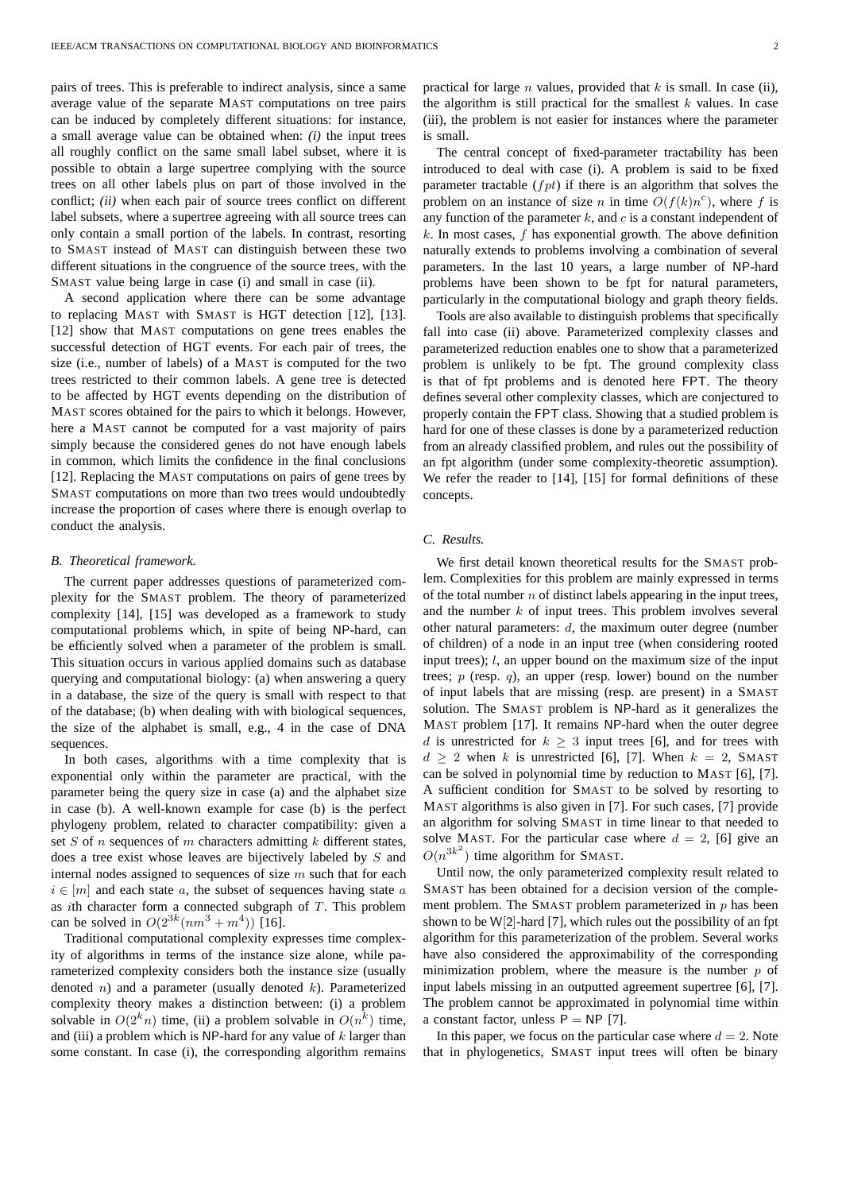pairs of trees. This is preferable to indirect analysis, since a same average value of the separate MAST computations on tree pairs can be induced by completely different situations: for instance, a small average value can be obtained when: *(i)* the input trees all roughly conflict on the same small label subset, where it is possible to obtain a large supertree complying with the source trees on all other labels plus on part of those involved in the conflict; *(ii)* when each pair of source trees conflict on different label subsets, where a supertree agreeing with all source trees can only contain a small portion of the labels. In contrast, resorting to SMAST instead of MAST can distinguish between these two different situations in the congruence of the source trees, with the SMAST value being large in case (i) and small in case (ii).

A second application where there can be some advantage to replacing MAST with SMAST is HGT detection [12], [13]. [12] show that MAST computations on gene trees enables the successful detection of HGT events. For each pair of trees, the size (i.e., number of labels) of a MAST is computed for the two trees restricted to their common labels. A gene tree is detected to be affected by HGT events depending on the distribution of MAST scores obtained for the pairs to which it belongs. However, here a MAST cannot be computed for a vast majority of pairs simply because the considered genes do not have enough labels in common, which limits the confidence in the final conclusions [12]. Replacing the MAST computations on pairs of gene trees by SMAST computations on more than two trees would undoubtedly increase the proportion of cases where there is enough overlap to conduct the analysis.

### *B. Theoretical framework.*

The current paper addresses questions of parameterized complexity for the SMAST problem. The theory of parameterized complexity [14], [15] was developed as a framework to study computational problems which, in spite of being NP-hard, can be efficiently solved when a parameter of the problem is small. This situation occurs in various applied domains such as database querying and computational biology: (a) when answering a query in a database, the size of the query is small with respect to that of the database; (b) when dealing with biological sequences, the size of the alphabet is small, e.g., 4 in the case of DNA sequences.

In both cases, algorithms with a time complexity that is exponential only within the parameter are practical, with the parameter being the query size in case (a) and the alphabet size in case (b). A well-known example for case (b) is the perfect phylogeny problem, related to character compatibility: given a set $S$ of $n$ sequences of $m$ characters admitting $k$ different states, does a tree exist whose leaves are bijectively labeled by $S$ and internal nodes assigned to sequences of size $m$ such that for each $i \in [m]$ and each state $a$, the subset of sequences having state $a$ as $i$th character form a connected subgraph of $T$. This problem can be solved in $O(2^{3k}(nm^3 + m^4))$ [16].

Traditional computational complexity expresses time complexity of algorithms in terms of the instance size alone, while parameterized complexity considers both the instance size (usually denoted $n$) and a parameter (usually denoted $k$). Parameterized complexity theory makes a distinction between: (i) a problem solvable in $O(2^k n)$ time, (ii) a problem solvable in $O(n^k)$ time, and (iii) a problem which is NP-hard for any value of $k$ larger than some constant. In case (i), the corresponding algorithm remains practical for large $n$ values, provided that $k$ is small. In case (ii), the algorithm is still practical for the smallest $k$ values. In case (iii), the problem is not easier for instances where the parameter is small.

The central concept of fixed-parameter tractability has been introduced to deal with case (i). A problem is said to be fixed parameter tractable ($fpt$) if there is an algorithm that solves the problem on an instance of size $n$ in time $O(f(k)n^c)$, where $f$ is any function of the parameter $k$, and $c$ is a constant independent of $k$. In most cases, $f$ has exponential growth. The above definition naturally extends to problems involving a combination of several parameters. In the last 10 years, a large number of NP-hard problems have been shown to be fpt for natural parameters, particularly in the computational biology and graph theory fields.

Tools are also available to distinguish problems that specifically fall into case (ii) above. Parameterized complexity classes and parameterized reduction enables one to show that a parameterized problem is unlikely to be fpt. The ground complexity class is that of fpt problems and is denoted here FPT. The theory defines several other complexity classes, which are conjectured to properly contain the FPT class. Showing that a studied problem is hard for one of these classes is done by a parameterized reduction from an already classified problem, and rules out the possibility of an fpt algorithm (under some complexity-theoretic assumption). We refer the reader to [14], [15] for formal definitions of these concepts.

### *C. Results.*

We first detail known theoretical results for the SMAST problem. Complexities for this problem are mainly expressed in terms of the total number $n$ of distinct labels appearing in the input trees, and the number $k$ of input trees. This problem involves several other natural parameters: $d$, the maximum outer degree (number of children) of a node in an input tree (when considering rooted input trees); $l$, an upper bound on the maximum size of the input trees; $p$ (resp. $q$), an upper (resp. lower) bound on the number of input labels that are missing (resp. are present) in a SMAST solution. The SMAST problem is NP-hard as it generalizes the MAST problem [17]. It remains NP-hard when the outer degree $d$ is unrestricted for $k \geq 3$ input trees [6], and for trees with $d \geq 2$ when $k$ is unrestricted [6], [7]. When $k = 2$, SMAST can be solved in polynomial time by reduction to MAST [6], [7]. A sufficient condition for SMAST to be solved by resorting to MAST algorithms is also given in [7]. For such cases, [7] provide an algorithm for solving SMAST in time linear to that needed to solve MAST. For the particular case where $d = 2$, [6] give an $O(n^{3k^2})$ time algorithm for SMAST.

Until now, the only parameterized complexity result related to SMAST has been obtained for a decision version of the complement problem. The SMAST problem parameterized in $p$ has been shown to be W[2]-hard [7], which rules out the possibility of an fpt algorithm for this parameterization of the problem. Several works have also considered the approximability of the corresponding minimization problem, where the measure is the number $p$ of input labels missing in an outputted agreement supertree [6], [7]. The problem cannot be approximated in polynomial time within a constant factor, unless P = NP [7].

In this paper, we focus on the particular case where $d = 2$. Note that in phylogenetics, SMAST input trees will often be binary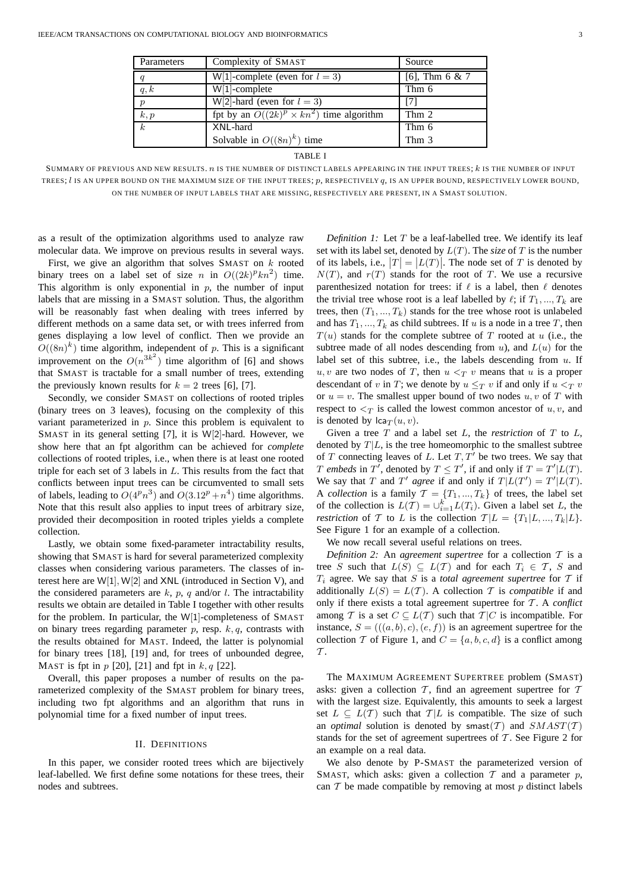| Parameters | Complexity of SMAST | Source |
|---|---|---|
| $q$ | W[1]-complete (even for $l = 3$) | [6], Thm 6 & 7 |
| $q, k$ | W[1]-complete | Thm 6 |
| $p$ | W[2]-hard (even for $l = 3$) | [7] |
| $k, p$ | fpt by an $O((2k)^p \times kn^2)$ time algorithm | Thm 2 |
| $k$ | XNL-hard | Thm 6 |
|  | Solvable in $O((8n)^k)$ time | Thm 3 |

TABLE I

SUMMARY OF PREVIOUS AND NEW RESULTS. $n$ IS THE NUMBER OF DISTINCT LABELS APPEARING IN THE INPUT TREES; $k$ IS THE NUMBER OF INPUT TREES; $l$ IS AN UPPER BOUND ON THE MAXIMUM SIZE OF THE INPUT TREES; $p$, RESPECTIVELY $q$, IS AN UPPER BOUND, RESPECTIVELY LOWER BOUND, ON THE NUMBER OF INPUT LABELS THAT ARE MISSING, RESPECTIVELY ARE PRESENT, IN A SMAST SOLUTION.

as a result of the optimization algorithms used to analyze raw molecular data. We improve on previous results in several ways.

First, we give an algorithm that solves SMAST on $k$ rooted binary trees on a label set of size $n$ in $O((2k)^p kn^2)$ time. This algorithm is only exponential in $p$, the number of input labels that are missing in a SMAST solution. Thus, the algorithm will be reasonably fast when dealing with trees inferred by different methods on a same data set, or with trees inferred from genes displaying a low level of conflict. Then we provide an $O((8n)^k)$ time algorithm, independent of $p$. This is a significant improvement on the $O(n^{3k^2})$ time algorithm of [6] and shows that SMAST is tractable for a small number of trees, extending the previously known results for $k = 2$ trees [6], [7].

Secondly, we consider SMAST on collections of rooted triples (binary trees on 3 leaves), focusing on the complexity of this variant parameterized in $p$. Since this problem is equivalent to SMAST in its general setting [7], it is W[2]-hard. However, we show here that an fpt algorithm can be achieved for *complete* collections of rooted triples, i.e., when there is at least one rooted triple for each set of 3 labels in $L$. This results from the fact that conflicts between input trees can be circumvented to small sets of labels, leading to $O(4^p n^3)$ and $O(3.12^p + n^4)$ time algorithms. Note that this result also applies to input trees of arbitrary size, provided their decomposition in rooted triples yields a complete collection.

Lastly, we obtain some fixed-parameter intractability results, showing that SMAST is hard for several parameterized complexity classes when considering various parameters. The classes of interest here are W[1], W[2] and XNL (introduced in Section V), and the considered parameters are $k$, $p$, $q$ and/or $l$. The intractability results we obtain are detailed in Table I together with other results for the problem. In particular, the W[1]-completeness of SMAST on binary trees regarding parameter $p$, resp. $k, q$, contrasts with the results obtained for MAST. Indeed, the latter is polynomial for binary trees [18], [19] and, for trees of unbounded degree, MAST is fpt in $p$ [20], [21] and fpt in $k, q$ [22].

Overall, this paper proposes a number of results on the parameterized complexity of the SMAST problem for binary trees, including two fpt algorithms and an algorithm that runs in polynomial time for a fixed number of input trees.

## II. DEFINITIONS

In this paper, we consider rooted trees which are bijectively leaf-labelled. We first define some notations for these trees, their nodes and subtrees.

*Definition 1:* Let $T$ be a leaf-labelled tree. We identify its leaf set with its label set, denoted by $L(T)$. The *size* of $T$ is the number of its labels, i.e., $|T| = |L(T)|$. The node set of $T$ is denoted by $N(T)$, and $r(T)$ stands for the root of $T$. We use a recursive parenthesized notation for trees: if $\ell$ is a label, then $\ell$ denotes the trivial tree whose root is a leaf labelled by $\ell$; if $T_1, ..., T_k$ are trees, then $(T_1, ..., T_k)$ stands for the tree whose root is unlabeled and has $T_1, ..., T_k$ as child subtrees. If $u$ is a node in a tree $T$, then $T(u)$ stands for the complete subtree of $T$ rooted at $u$ (i.e., the subtree made of all nodes descending from $u$), and $L(u)$ for the label set of this subtree, i.e., the labels descending from $u$. If $u, v$ are two nodes of $T$, then $u <_T v$ means that $u$ is a proper descendant of $v$ in $T$; we denote by $u \leq_T v$ if and only if $u <_T v$ or $u = v$. The smallest upper bound of two nodes $u, v$ of $T$ with respect to $<_T$ is called the lowest common ancestor of $u, v$, and is denoted by $\mathsf{lca}_T(u, v)$.

Given a tree $T$ and a label set $L$, the *restriction* of $T$ to $L$, denoted by $T|L$, is the tree homeomorphic to the smallest subtree of $T$ connecting leaves of $L$. Let $T, T'$ be two trees. We say that $T$ *embeds* in $T'$, denoted by $T \leq T'$, if and only if $T = T'|L(T)$. We say that $T$ and $T'$ *agree* if and only if $T|L(T') = T'|L(T)$. A *collection* is a family $\mathcal{T} = \{T_1, ..., T_k\}$ of trees, the label set of the collection is $L(\mathcal{T}) = \cup_{i=1}^{k} L(T_i)$. Given a label set $L$, the *restriction* of $\mathcal{T}$ to $L$ is the collection $\mathcal{T}|L = \{T_1|L, ..., T_k|L\}$. See Figure 1 for an example of a collection.

We now recall several useful relations on trees.

*Definition 2:* An *agreement supertree* for a collection $\mathcal{T}$ is a tree $S$ such that $L(S) \subseteq L(\mathcal{T})$ and for each $T_i \in \mathcal{T}$, $S$ and $T_i$ agree. We say that $S$ is a *total agreement supertree* for $\mathcal{T}$ if additionally $L(S) = L(\mathcal{T})$. A collection $\mathcal{T}$ is *compatible* if and only if there exists a total agreement supertree for $\mathcal{T}$. A *conflict* among $\mathcal{T}$ is a set $C \subseteq L(\mathcal{T})$ such that $\mathcal{T}|C$ is incompatible. For instance, $S = (((a, b), c), (e, f))$ is an agreement supertree for the collection $\mathcal{T}$ of Figure 1, and $C = \{a, b, c, d\}$ is a conflict among $\mathcal{T}$.

The MAXIMUM AGREEMENT SUPERTREE problem (SMAST) asks: given a collection $\mathcal{T}$, find an agreement supertree for $\mathcal{T}$ with the largest size. Equivalently, this amounts to seek a largest set $L \subseteq L(\mathcal{T})$ such that $\mathcal{T}|L$ is compatible. The size of such an *optimal* solution is denoted by $\mathsf{smast}(\mathcal{T})$ and $SMAST(\mathcal{T})$ stands for the set of agreement supertrees of $\mathcal{T}$. See Figure 2 for an example on a real data.

We also denote by P-SMAST the parameterized version of SMAST, which asks: given a collection $\mathcal{T}$ and a parameter $p$, can $\mathcal{T}$ be made compatible by removing at most $p$ distinct labels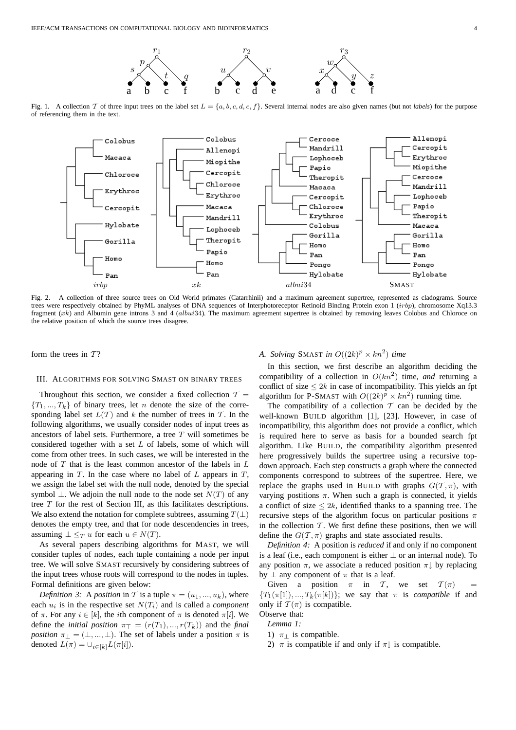Fig. 1. A collection $\mathcal{T}$ of three input trees on the label set $L = \{a, b, c, d, e, f\}$. Several internal nodes are also given names (but not *labels*) for the purpose of referencing them in the text.

Fig. 2. A collection of three source trees on Old World primates (Catarrhinii) and a maximum agreement supertree, represented as cladograms. Source trees were respectively obtained by PhyML analyses of DNA sequences of Interphotoreceptor Retinoid Binding Protein exon 1 ($irbp$), chromosome Xq13.3 fragment ($xk$) and Albumin gene introns 3 and 4 ($albui34$). The maximum agreement supertree is obtained by removing leaves Colobus and Chloroce on the relative position of which the source trees disagree.

form the trees in $\mathcal{T}$?

## III. Algorithms for solving SMAST on binary trees

Throughout this section, we consider a fixed collection $\mathcal{T} = \{T_1, ..., T_k\}$ of binary trees, let $n$ denote the size of the corresponding label set $L(\mathcal{T})$ and $k$ the number of trees in $\mathcal{T}$. In the following algorithms, we usually consider nodes of input trees as ancestors of label sets. Furthermore, a tree $T$ will sometimes be considered together with a set $L$ of labels, some of which will come from other trees. In such cases, we will be interested in the node of $T$ that is the least common ancestor of the labels in $L$ appearing in $T$. In the case where no label of $L$ appears in $T$, we assign the label set with the null node, denoted by the special symbol $\perp$. We adjoin the null node to the node set $N(T)$ of any tree $T$ for the rest of Section III, as this facilitates descriptions. We also extend the notation for complete subtrees, assuming $T(\perp)$ denotes the empty tree, and that for node descendencies in trees, assuming $\perp \leq_T u$ for each $u \in N(T)$.

As several papers describing algorithms for MAST, we will consider tuples of nodes, each tuple containing a node per input tree. We will solve SMAST recursively by considering subtrees of the input trees whose roots will correspond to the nodes in tuples. Formal definitions are given below:

*Definition 3:* A *position* in $\mathcal{T}$ is a tuple $\pi = (u_1, ..., u_k)$, where each $u_i$ is in the respective set $N(T_i)$ and is called a *component* of $\pi$. For any $i \in [k]$, the $i$th component of $\pi$ is denoted $\pi[i]$. We define the *initial position* $\pi_\top = (r(T_1), ..., r(T_k))$ and the *final position* $\pi_\perp = (\perp, ..., \perp)$. The set of labels under a position $\pi$ is denoted $L(\pi) = \cup_{i \in [k]} L(\pi[i])$.

### A. Solving SMAST in $O((2k)^p \times kn^2)$ time

In this section, we first describe an algorithm deciding the compatibility of a collection in $O(kn^2)$ time, *and* returning a conflict of size $\leq 2k$ in case of incompatibility. This yields an fpt algorithm for P-SMAST with $O((2k)^p \times kn^2)$ running time.

The compatibility of a collection $\mathcal{T}$ can be decided by the well-known BUILD algorithm [1], [23]. However, in case of incompatibility, this algorithm does not provide a conflict, which is required here to serve as basis for a bounded search fpt algorithm. Like BUILD, the compatibility algorithm presented here progressively builds the supertree using a recursive top-down approach. Each step constructs a graph where the connected components correspond to subtrees of the supertree. Here, we replace the graphs used in BUILD with graphs $G(\mathcal{T}, \pi)$, with varying postitions $\pi$. When such a graph is connected, it yields a conflict of size $\leq 2k$, identified thanks to a spanning tree. The recursive steps of the algorithm focus on particular positions $\pi$ in the collection $\mathcal{T}$. We first define these positions, then we will define the $G(\mathcal{T}, \pi)$ graphs and state associated results.

*Definition 4:* A position is *reduced* if and only if no component is a leaf (i.e., each component is either $\perp$ or an internal node). To any position $\pi$, we associate a reduced position $\pi\!\downarrow$ by replacing by $\perp$ any component of $\pi$ that is a leaf.

Given a position $\pi$ in $\mathcal{T}$, we set $\mathcal{T}(\pi) = \{T_1(\pi[1]), ..., T_k(\pi[k])\}$; we say that $\pi$ is *compatible* if and only if $\mathcal{T}(\pi)$ is compatible.

Observe that:

*Lemma 1:*

1) $\pi_\perp$ is compatible.
2) $\pi$ is compatible if and only if $\pi\!\downarrow$ is compatible.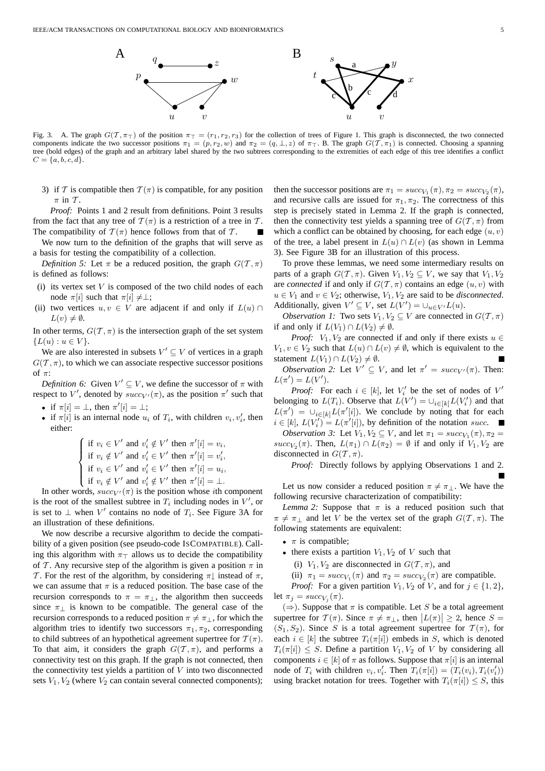Fig. 3. A. The graph $G(\mathcal{T}, \pi_\top)$ of the position $\pi_\top = (r_1, r_2, r_3)$ for the collection of trees of Figure 1. This graph is disconnected, the two connected components indicate the two successor positions $\pi_1 = (p, r_2, w)$ and $\pi_2 = (q, \bot, z)$ of $\pi_\top$. B. The graph $G(\mathcal{T}, \pi_1)$ is connected. Choosing a spanning tree (bold edges) of the graph and an arbitrary label shared by the two subtrees corresponding to the extremities of each edge of this tree identifies a conflict $C = \{a, b, c, d\}$.

3) if $\mathcal{T}$ is compatible then $\mathcal{T}(\pi)$ is compatible, for any position $\pi$ in $\mathcal{T}$.

*Proof:* Points 1 and 2 result from definitions. Point 3 results from the fact that any tree of $\mathcal{T}(\pi)$ is a restriction of a tree in $\mathcal{T}$. The compatibility of $\mathcal{T}(\pi)$ hence follows from that of $\mathcal{T}$. ∎

We now turn to the definition of the graphs that will serve as a basis for testing the compatibility of a collection.

*Definition 5:* Let $\pi$ be a reduced position, the graph $G(\mathcal{T}, \pi)$ is defined as follows:

- (i) its vertex set $V$ is composed of the two child nodes of each node $\pi[i]$ such that $\pi[i] \neq \bot$;
- (ii) two vertices $u, v \in V$ are adjacent if and only if $L(u) \cap L(v) \neq \emptyset$.

In other terms, $G(\mathcal{T}, \pi)$ is the intersection graph of the set system $\{L(u) : u \in V\}$.

We are also interested in subsets $V' \subseteq V$ of vertices in a graph $G(\mathcal{T}, \pi)$, to which we can associate respective successor positions of $\pi$:

*Definition 6:* Given $V' \subseteq V$, we define the successor of $\pi$ with respect to $V'$, denoted by $succ_{V'}(\pi)$, as the position $\pi'$ such that

- if $\pi[i] = \bot$, then $\pi'[i] = \bot$;
- if $\pi[i]$ is an internal node $u_i$ of $T_i$, with children $v_i, v_i'$, then either:

$$\begin{cases} \text{if } v_i \in V' \text{ and } v_i' \notin V' \text{ then } \pi'[i] = v_i, \\ \text{if } v_i \notin V' \text{ and } v_i' \in V' \text{ then } \pi'[i] = v_i', \\ \text{if } v_i \in V' \text{ and } v_i' \in V' \text{ then } \pi'[i] = u_i, \\ \text{if } v_i \notin V' \text{ and } v_i' \notin V' \text{ then } \pi'[i] = \bot. \end{cases}$$

In other words, $succ_{V'}(\pi)$ is the position whose $i$th component is the root of the smallest subtree in $T_i$ including nodes in $V'$, or is set to $\bot$ when $V'$ contains no node of $T_i$. See Figure 3A for an illustration of these definitions.

We now describe a recursive algorithm to decide the compatibility of a given position (see pseudo-code IsCompatible). Calling this algorithm with $\pi_\top$ allows us to decide the compatibility of $\mathcal{T}$. Any recursive step of the algorithm is given a position $\pi$ in $\mathcal{T}$. For the rest of the algorithm, by considering $\pi\downarrow$ instead of $\pi$, we can assume that $\pi$ is a reduced position. The base case of the recursion corresponds to $\pi = \pi_\bot$, the algorithm then succeeds since $\pi_\bot$ is known to be compatible. The general case of the recursion corresponds to a reduced position $\pi \neq \pi_\bot$, for which the algorithm tries to identify two successors $\pi_1, \pi_2$, corresponding to child subtrees of an hypothetical agreement supertree for $\mathcal{T}(\pi)$. To that aim, it considers the graph $G(\mathcal{T}, \pi)$, and performs a connectivity test on this graph. If the graph is not connected, then the connectivity test yields a partition of $V$ into two disconnected sets $V_1, V_2$ (where $V_2$ can contain several connected components); then the successor positions are $\pi_1 = succ_{V_1}(\pi), \pi_2 = succ_{V_2}(\pi)$, and recursive calls are issued for $\pi_1, \pi_2$. The correctness of this step is precisely stated in Lemma 2. If the graph is connected, then the connectivity test yields a spanning tree of $G(\mathcal{T}, \pi)$ from which a conflict can be obtained by choosing, for each edge $(u, v)$ of the tree, a label present in $L(u) \cap L(v)$ (as shown in Lemma 3). See Figure 3B for an illustration of this process.

To prove these lemmas, we need some intermediary results on parts of a graph $G(\mathcal{T}, \pi)$. Given $V_1, V_2 \subseteq V$, we say that $V_1, V_2$ are *connected* if and only if $G(\mathcal{T}, \pi)$ contains an edge $(u, v)$ with $u \in V_1$ and $v \in V_2$; otherwise, $V_1, V_2$ are said to be *disconnected*. Additionally, given $V' \subseteq V$, set $L(V') = \cup_{u \in V'} L(u)$.

*Observation 1:* Two sets $V_1, V_2 \subseteq V$ are connected in $G(\mathcal{T}, \pi)$ if and only if $L(V_1) \cap L(V_2) \neq \emptyset$.

*Proof:* $V_1, V_2$ are connected if and only if there exists $u \in V_1, v \in V_2$ such that $L(u) \cap L(v) \neq \emptyset$, which is equivalent to the statement $L(V_1) \cap L(V_2) \neq \emptyset$. ∎

*Observation 2:* Let $V' \subseteq V$, and let $\pi' = succ_{V'}(\pi)$. Then: $L(\pi') = L(V')$.

*Proof:* For each $i \in [k]$, let $V_i'$ be the set of nodes of $V'$ belonging to $L(T_i)$. Observe that $L(V') = \cup_{i \in [k]} L(V_i')$ and that $L(\pi') = \cup_{i \in [k]} L(\pi'[i])$. We conclude by noting that for each $i \in [k]$, $L(V_i') = L(\pi'[i])$, by definition of the notation *succ*. ∎

*Observation 3:* Let $V_1, V_2 \subseteq V$, and let $\pi_1 = succ_{V_1}(\pi), \pi_2 = succ_{V_2}(\pi)$. Then, $L(\pi_1) \cap L(\pi_2) = \emptyset$ if and only if $V_1, V_2$ are disconnected in $G(\mathcal{T}, \pi)$.

*Proof:* Directly follows by applying Observations 1 and 2. ∎

Let us now consider a reduced position $\pi \neq \pi_\bot$. We have the following recursive characterization of compatibility:

*Lemma 2:* Suppose that $\pi$ is a reduced position such that $\pi \neq \pi_\bot$ and let $V$ be the vertex set of the graph $G(\mathcal{T}, \pi)$. The following statements are equivalent:

- $\pi$ is compatible;
- there exists a partition $V_1, V_2$ of $V$ such that
  - (i) $V_1, V_2$ are disconnected in $G(\mathcal{T}, \pi)$, and
  - (ii) $\pi_1 = succ_{V_1}(\pi)$ and $\pi_2 = succ_{V_2}(\pi)$ are compatible.

*Proof:* For a given partition $V_1, V_2$ of $V$, and for $j \in \{1, 2\}$, let $\pi_j = succ_{V_j}(\pi)$.

($\Rightarrow$). Suppose that $\pi$ is compatible. Let $S$ be a total agreement supertree for $\mathcal{T}(\pi)$. Since $\pi \neq \pi_\bot$, then $|L(\pi)| \geq 2$, hence $S = (S_1, S_2)$. Since $S$ is a total agreement supertree for $\mathcal{T}(\pi)$, for each $i \in [k]$ the subtree $T_i(\pi[i])$ embeds in $S$, which is denoted $T_i(\pi[i]) \leq S$. Define a partition $V_1, V_2$ of $V$ by considering all components $i \in [k]$ of $\pi$ as follows. Suppose that $\pi[i]$ is an internal node of $T_i$ with children $v_i, v_i'$. Then $T_i(\pi[i]) = (T_i(v_i), T_i(v_i'))$ using bracket notation for trees. Together with $T_i(\pi[i]) \leq S$, this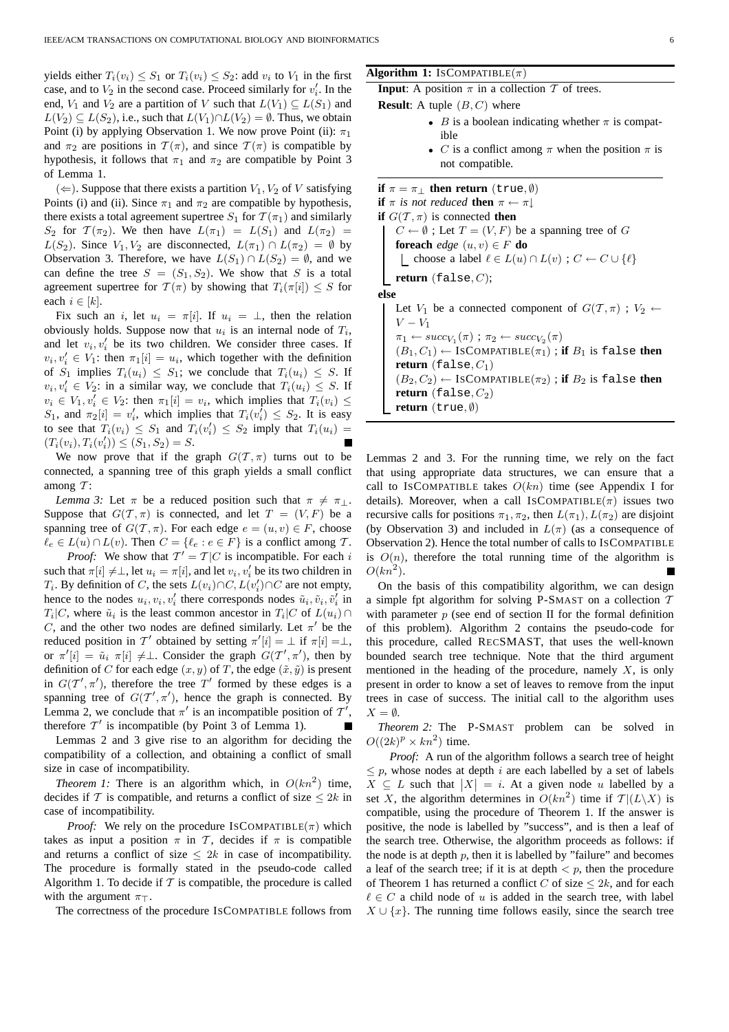yields either $T_i(v_i) \leq S_1$ or $T_i(v_i) \leq S_2$: add $v_i$ to $V_1$ in the first case, and to $V_2$ in the second case. Proceed similarly for $v'_i$. In the end, $V_1$ and $V_2$ are a partition of $V$ such that $L(V_1) \subseteq L(S_1)$ and $L(V_2) \subseteq L(S_2)$, i.e., such that $L(V_1) \cap L(V_2) = \emptyset$. Thus, we obtain Point (i) by applying Observation 1. We now prove Point (ii): $\pi_1$ and $\pi_2$ are positions in $\mathcal{T}(\pi)$, and since $\mathcal{T}(\pi)$ is compatible by hypothesis, it follows that $\pi_1$ and $\pi_2$ are compatible by Point 3 of Lemma 1.

($\Leftarrow$). Suppose that there exists a partition $V_1, V_2$ of $V$ satisfying Points (i) and (ii). Since $\pi_1$ and $\pi_2$ are compatible by hypothesis, there exists a total agreement supertree $S_1$ for $\mathcal{T}(\pi_1)$ and similarly $S_2$ for $\mathcal{T}(\pi_2)$. We then have $L(\pi_1) = L(S_1)$ and $L(\pi_2) = L(S_2)$. Since $V_1, V_2$ are disconnected, $L(\pi_1) \cap L(\pi_2) = \emptyset$ by Observation 3. Therefore, we have $L(S_1) \cap L(S_2) = \emptyset$, and we can define the tree $S = (S_1, S_2)$. We show that $S$ is a total agreement supertree for $\mathcal{T}(\pi)$ by showing that $T_i(\pi[i]) \leq S$ for each $i \in [k]$.

Fix such an $i$, let $u_i = \pi[i]$. If $u_i = \perp$, then the relation obviously holds. Suppose now that $u_i$ is an internal node of $T_i$, and let $v_i, v'_i$ be its two children. We consider three cases. If $v_i, v'_i \in V_1$: then $\pi_1[i] = u_i$, which together with the definition of $S_1$ implies $T_i(u_i) \leq S_1$; we conclude that $T_i(u_i) \leq S$. If $v_i, v'_i \in V_2$: in a similar way, we conclude that $T_i(u_i) \leq S$. If $v_i \in V_1, v'_i \in V_2$: then $\pi_1[i] = v_i$, which implies that $T_i(v_i) \leq S_1$, and $\pi_2[i] = v'_i$, which implies that $T_i(v'_i) \leq S_2$. It is easy to see that $T_i(v_i) \leq S_1$ and $T_i(v'_i) \leq S_2$ imply that $T_i(u_i) = (T_i(v_i), T_i(v'_i)) \leq (S_1, S_2) = S$. ■

We now prove that if the graph $G(\mathcal{T}, \pi)$ turns out to be connected, a spanning tree of this graph yields a small conflict among $\mathcal{T}$:

*Lemma 3:* Let $\pi$ be a reduced position such that $\pi \neq \pi_\perp$. Suppose that $G(\mathcal{T}, \pi)$ is connected, and let $T = (V, F)$ be a spanning tree of $G(\mathcal{T}, \pi)$. For each edge $e = (u, v) \in F$, choose $\ell_e \in L(u) \cap L(v)$. Then $C = \{\ell_e : e \in F\}$ is a conflict among $\mathcal{T}$.

*Proof:* We show that $\mathcal{T}' = \mathcal{T}|C$ is incompatible. For each $i$ such that $\pi[i] \neq \perp$, let $u_i = \pi[i]$, and let $v_i, v'_i$ be its two children in $T_i$. By definition of $C$, the sets $L(v_i) \cap C$, $L(v'_i) \cap C$ are not empty, hence to the nodes $u_i, v_i, v'_i$ there corresponds nodes $\tilde{u}_i, \tilde{v}_i, \tilde{v}'_i$ in $T_i|C$, where $\tilde{u}_i$ is the least common ancestor in $T_i|C$ of $L(u_i) \cap C$, and the other two nodes are defined similarly. Let $\pi'$ be the reduced position in $\mathcal{T}'$ obtained by setting $\pi'[i] = \perp$ if $\pi[i] = \perp$, or $\pi'[i] = \tilde{u}_i$ $\pi[i] \neq \perp$. Consider the graph $G(\mathcal{T}', \pi')$, then by definition of $C$ for each edge $(x, y)$ of $T$, the edge $(\tilde{x}, \tilde{y})$ is present in $G(\mathcal{T}', \pi')$, therefore the tree $T'$ formed by these edges is a spanning tree of $G(\mathcal{T}', \pi')$, hence the graph is connected. By Lemma 2, we conclude that $\pi'$ is an incompatible position of $\mathcal{T}'$, therefore $\mathcal{T}'$ is incompatible (by Point 3 of Lemma 1). ■

Lemmas 2 and 3 give rise to an algorithm for deciding the compatibility of a collection, and obtaining a conflict of small size in case of incompatibility.

*Theorem 1:* There is an algorithm which, in $O(kn^2)$ time, decides if $\mathcal{T}$ is compatible, and returns a conflict of size $\leq 2k$ in case of incompatibility.

*Proof:* We rely on the procedure ISCOMPATIBLE($\pi$) which takes as input a position $\pi$ in $\mathcal{T}$, decides if $\pi$ is compatible and returns a conflict of size $\leq 2k$ in case of incompatibility. The procedure is formally stated in the pseudo-code called Algorithm 1. To decide if $\mathcal{T}$ is compatible, the procedure is called with the argument $\pi_\top$.

The correctness of the procedure ISCOMPATIBLE follows from Lemmas 2 and 3. For the running time, we rely on the fact that using appropriate data structures, we can ensure that a call to ISCOMPATIBLE takes $O(kn)$ time (see Appendix I for details). Moreover, when a call ISCOMPATIBLE($\pi$) issues two recursive calls for positions $\pi_1, \pi_2$, then $L(\pi_1), L(\pi_2)$ are disjoint (by Observation 3) and included in $L(\pi)$ (as a consequence of Observation 2). Hence the total number of calls to ISCOMPATIBLE is $O(n)$, therefore the total running time of the algorithm is $O(kn^2)$. ■

**Algorithm 1:** ISCOMPATIBLE($\pi$)

**Input**: A position $\pi$ in a collection $\mathcal{T}$ of trees.
**Result**: A tuple $(B, C)$ where
- $B$ is a boolean indicating whether $\pi$ is compatible
- $C$ is a conflict among $\pi$ when the position $\pi$ is not compatible.

```
if π = π⊥ then return (true, ∅)
if π is not reduced then π ← π↓
if G(T, π) is connected then
    C ← ∅ ; Let T = (V, F) be a spanning tree of G
    foreach edge (u, v) ∈ F do
        choose a label ℓ ∈ L(u) ∩ L(v) ; C ← C ∪ {ℓ}
    return (false, C);
else
    Let V1 be a connected component of G(T, π) ; V2 ← V − V1
    π1 ← succ_V1(π) ; π2 ← succ_V2(π)
    (B1, C1) ← ISCOMPATIBLE(π1) ; if B1 is false then return (false, C1)
    (B2, C2) ← ISCOMPATIBLE(π2) ; if B2 is false then return (false, C2)
    return (true, ∅)
```

On the basis of this compatibility algorithm, we can design a simple fpt algorithm for solving P-SMAST on a collection $\mathcal{T}$ with parameter $p$ (see end of section II for the formal definition of this problem). Algorithm 2 contains the pseudo-code for this procedure, called RECSMAST, that uses the well-known bounded search tree technique. Note that the third argument mentioned in the heading of the procedure, namely $X$, is only present in order to know a set of leaves to remove from the input trees in case of success. The initial call to the algorithm uses $X = \emptyset$.

*Theorem 2:* The P-SMAST problem can be solved in $O((2k)^p \times kn^2)$ time.

*Proof:* A run of the algorithm follows a search tree of height $\leq p$, whose nodes at depth $i$ are each labelled by a set of labels $X \subseteq L$ such that $|X| = i$. At a given node $u$ labelled by a set $X$, the algorithm determines in $O(kn^2)$ time if $\mathcal{T}|(L \backslash X)$ is compatible, using the procedure of Theorem 1. If the answer is positive, the node is labelled by "success", and is then a leaf of the search tree. Otherwise, the algorithm proceeds as follows: if the node is at depth $p$, then it is labelled by "failure" and becomes a leaf of the search tree; if it is at depth $< p$, then the procedure of Theorem 1 has returned a conflict $C$ of size $\leq 2k$, and for each $\ell \in C$ a child node of $u$ is added in the search tree, with label $X \cup \{x\}$. The running time follows easily, since the search tree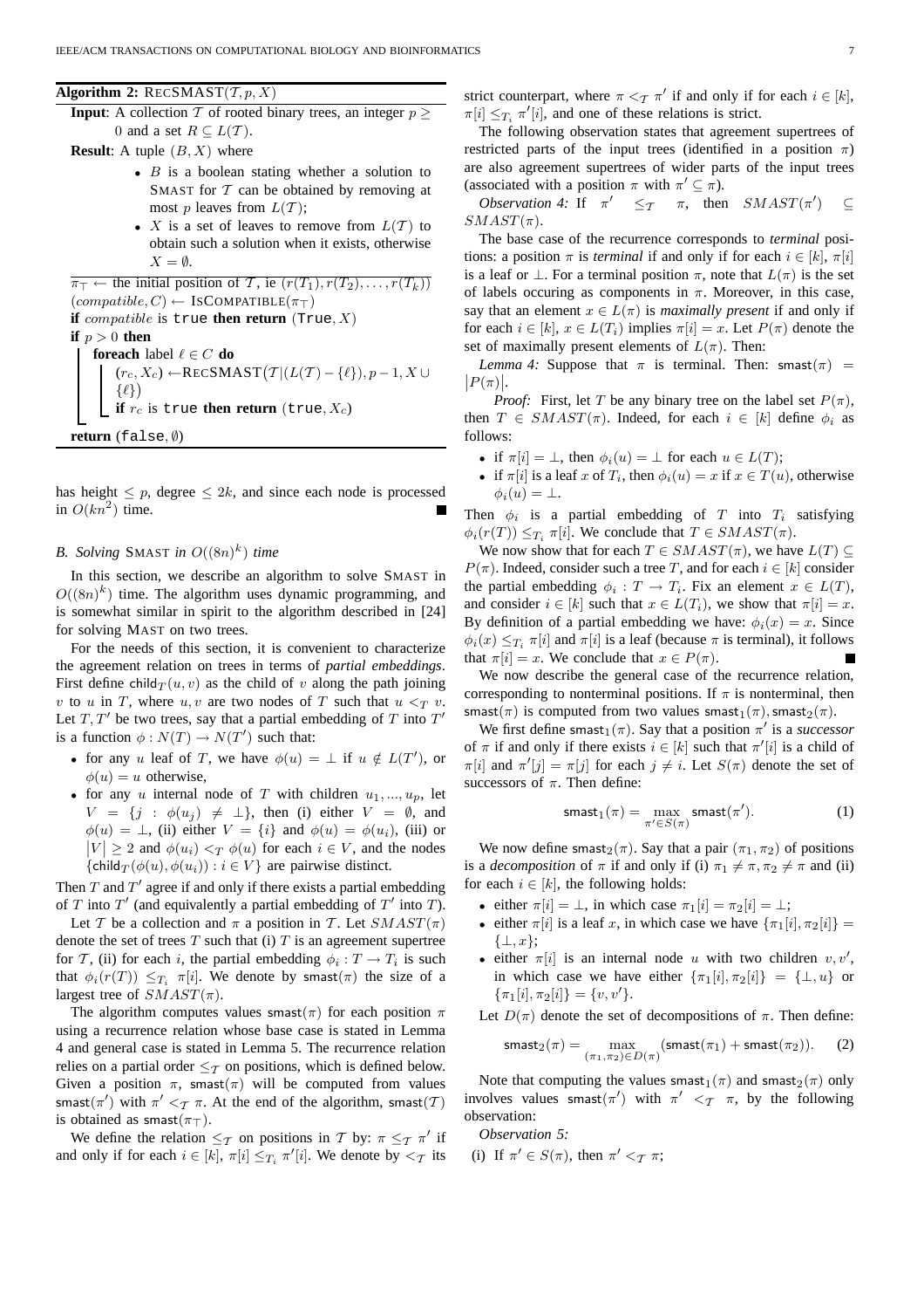**Algorithm 2:** RECSMAST($\mathcal{T}, p, X$)

**Input**: A collection $\mathcal{T}$ of rooted binary trees, an integer $p \geq 0$ and a set $R \subseteq L(\mathcal{T})$.

**Result**: A tuple $(B, X)$ where

- $B$ is a boolean stating whether a solution to SMAST for $\mathcal{T}$ can be obtained by removing at most $p$ leaves from $L(\mathcal{T})$;
- $X$ is a set of leaves to remove from $L(\mathcal{T})$ to obtain such a solution when it exists, otherwise $X = \emptyset$.

```
π⊤ ← the initial position of T, ie (r(T_1), r(T_2), ..., r(T_k))
(compatible, C) ← ISCOMPATIBLE(π⊤)
if compatible is true then return (True, X)
if p > 0 then
    foreach label ℓ ∈ C do
        (r_c, X_c) ← RECSMAST(T|(L(T) − {ℓ}), p − 1, X ∪ {ℓ})
        if r_c is true then return (true, X_c)
return (false, ∅)
```

has height $\leq p$, degree $\leq 2k$, and since each node is processed in $O(kn^2)$ time. ■

### B. Solving SMAST in $O((8n)^k)$ time

In this section, we describe an algorithm to solve SMAST in $O((8n)^k)$ time. The algorithm uses dynamic programming, and is somewhat similar in spirit to the algorithm described in [24] for solving MAST on two trees.

For the needs of this section, it is convenient to characterize the agreement relation on trees in terms of *partial embeddings*. First define $\mathsf{child}_T(u, v)$ as the child of $v$ along the path joining $v$ to $u$ in $T$, where $u, v$ are two nodes of $T$ such that $u <_T v$. Let $T, T'$ be two trees, say that a partial embedding of $T$ into $T'$ is a function $\phi : N(T) \to N(T')$ such that:

- for any $u$ leaf of $T$, we have $\phi(u) = \perp$ if $u \notin L(T')$, or $\phi(u) = u$ otherwise,
- for any $u$ internal node of $T$ with children $u_1, ..., u_p$, let $V = \{j : \phi(u_j) \neq \perp\}$, then (i) either $V = \emptyset$, and $\phi(u) = \perp$, (ii) either $V = \{i\}$ and $\phi(u) = \phi(u_i)$, (iii) or $|V| \geq 2$ and $\phi(u_i) <_T \phi(u)$ for each $i \in V$, and the nodes $\{\mathsf{child}_T(\phi(u), \phi(u_i)) : i \in V\}$ are pairwise distinct.

Then $T$ and $T'$ agree if and only if there exists a partial embedding of $T$ into $T'$ (and equivalently a partial embedding of $T'$ into $T$).

Let $\mathcal{T}$ be a collection and $\pi$ a position in $\mathcal{T}$. Let $SMAST(\pi)$ denote the set of trees $T$ such that (i) $T$ is an agreement supertree for $\mathcal{T}$, (ii) for each $i$, the partial embedding $\phi_i : T \to T_i$ is such that $\phi_i(r(T)) \leq_{T_i} \pi[i]$. We denote by $\mathsf{smast}(\pi)$ the size of a largest tree of $SMAST(\pi)$.

The algorithm computes values $\mathsf{smast}(\pi)$ for each position $\pi$ using a recurrence relation whose base case is stated in Lemma 4 and general case is stated in Lemma 5. The recurrence relation relies on a partial order $\leq_{\mathcal{T}}$ on positions, which is defined below. Given a position $\pi$, $\mathsf{smast}(\pi)$ will be computed from values $\mathsf{smast}(\pi')$ with $\pi' <_{\mathcal{T}} \pi$. At the end of the algorithm, $\mathsf{smast}(\mathcal{T})$ is obtained as $\mathsf{smast}(\pi_\top)$.

We define the relation $\leq_{\mathcal{T}}$ on positions in $\mathcal{T}$ by: $\pi \leq_{\mathcal{T}} \pi'$ if and only if for each $i \in [k]$, $\pi[i] \leq_{T_i} \pi'[i]$. We denote by $<_{\mathcal{T}}$ its strict counterpart, where $\pi <_{\mathcal{T}} \pi'$ if and only if for each $i \in [k]$, $\pi[i] \leq_{T_i} \pi'[i]$, and one of these relations is strict.

The following observation states that agreement supertrees of restricted parts of the input trees (identified in a position $\pi$) are also agreement supertrees of wider parts of the input trees (associated with a position $\pi$ with $\pi' \subseteq \pi$).

*Observation 4:* If $\pi' \leq_{\mathcal{T}} \pi$, then $SMAST(\pi') \subseteq SMAST(\pi)$.

The base case of the recurrence corresponds to *terminal* positions: a position $\pi$ is *terminal* if and only if for each $i \in [k]$, $\pi[i]$ is a leaf or $\perp$. For a terminal position $\pi$, note that $L(\pi)$ is the set of labels occuring as components in $\pi$. Moreover, in this case, say that an element $x \in L(\pi)$ is *maximally present* if and only if for each $i \in [k]$, $x \in L(T_i)$ implies $\pi[i] = x$. Let $P(\pi)$ denote the set of maximally present elements of $L(\pi)$. Then:

*Lemma 4:* Suppose that $\pi$ is terminal. Then: $\mathsf{smast}(\pi) = |P(\pi)|$.

*Proof:* First, let $T$ be any binary tree on the label set $P(\pi)$, then $T \in SMAST(\pi)$. Indeed, for each $i \in [k]$ define $\phi_i$ as follows:

- if $\pi[i] = \perp$, then $\phi_i(u) = \perp$ for each $u \in L(T)$;
- if $\pi[i]$ is a leaf $x$ of $T_i$, then $\phi_i(u) = x$ if $x \in T(u)$, otherwise $\phi_i(u) = \perp$.

Then $\phi_i$ is a partial embedding of $T$ into $T_i$ satisfying $\phi_i(r(T)) \leq_{T_i} \pi[i]$. We conclude that $T \in SMAST(\pi)$.

We now show that for each $T \in SMAST(\pi)$, we have $L(T) \subseteq P(\pi)$. Indeed, consider such a tree $T$, and for each $i \in [k]$ consider the partial embedding $\phi_i : T \to T_i$. Fix an element $x \in L(T)$, and consider $i \in [k]$ such that $x \in L(T_i)$, we show that $\pi[i] = x$. By definition of a partial embedding we have: $\phi_i(x) = x$. Since $\phi_i(x) \leq_{T_i} \pi[i]$ and $\pi[i]$ is a leaf (because $\pi$ is terminal), it follows that $\pi[i] = x$. We conclude that $x \in P(\pi)$. ■

We now describe the general case of the recurrence relation, corresponding to nonterminal positions. If $\pi$ is nonterminal, then $\mathsf{smast}(\pi)$ is computed from two values $\mathsf{smast}_1(\pi), \mathsf{smast}_2(\pi)$.

We first define $\mathsf{smast}_1(\pi)$. Say that a position $\pi'$ is a *successor* of $\pi$ if and only if there exists $i \in [k]$ such that $\pi'[i]$ is a child of $\pi[i]$ and $\pi'[j] = \pi[j]$ for each $j \neq i$. Let $S(\pi)$ denote the set of successors of $\pi$. Then define:

$$\mathsf{smast}_1(\pi) = \max_{\pi' \in S(\pi)} \mathsf{smast}(\pi'). \quad (1)$$

We now define $\mathsf{smast}_2(\pi)$. Say that a pair $(\pi_1, \pi_2)$ of positions is a *decomposition* of $\pi$ if and only if (i) $\pi_1 \neq \pi, \pi_2 \neq \pi$ and (ii) for each $i \in [k]$, the following holds:

- either $\pi[i] = \perp$, in which case $\pi_1[i] = \pi_2[i] = \perp$;
- either $\pi[i]$ is a leaf $x$, in which case we have $\{\pi_1[i], \pi_2[i]\} = \{\perp, x\}$;
- either $\pi[i]$ is an internal node $u$ with two children $v, v'$, in which case we have either $\{\pi_1[i], \pi_2[i]\} = \{\perp, u\}$ or $\{\pi_1[i], \pi_2[i]\} = \{v, v'\}$.

Let $D(\pi)$ denote the set of decompositions of $\pi$. Then define:

$$\mathsf{smast}_2(\pi) = \max_{(\pi_1, \pi_2) \in D(\pi)} (\mathsf{smast}(\pi_1) + \mathsf{smast}(\pi_2)). \quad (2)$$

Note that computing the values $\mathsf{smast}_1(\pi)$ and $\mathsf{smast}_2(\pi)$ only involves values $\mathsf{smast}(\pi')$ with $\pi' <_{\mathcal{T}} \pi$, by the following observation:

*Observation 5:*

(i) If $\pi' \in S(\pi)$, then $\pi' <_{\mathcal{T}} \pi$;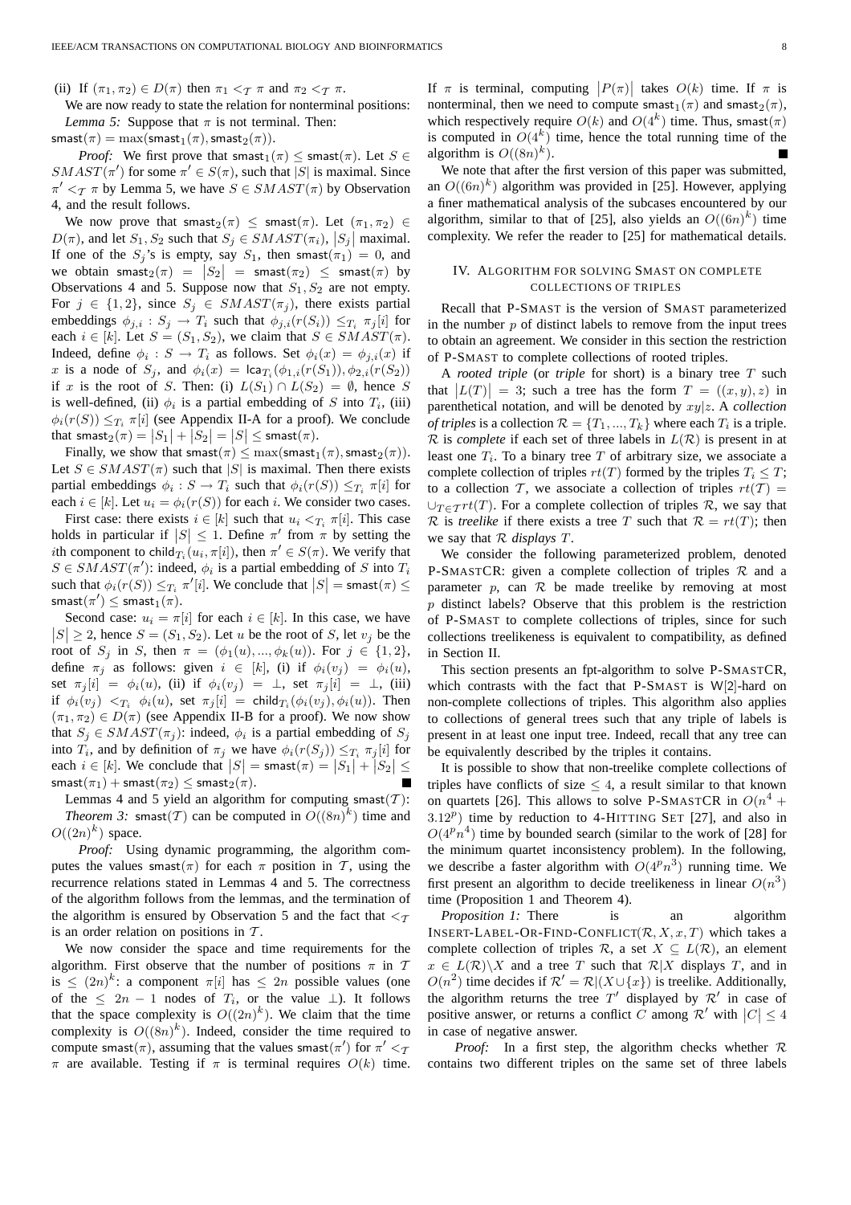(ii) If $(\pi_1, \pi_2) \in D(\pi)$ then $\pi_1 <_{\mathcal{T}} \pi$ and $\pi_2 <_{\mathcal{T}} \pi$.

We are now ready to state the relation for nonterminal positions:

*Lemma 5:* Suppose that $\pi$ is not terminal. Then: $\mathsf{smast}(\pi) = \max(\mathsf{smast}_1(\pi), \mathsf{smast}_2(\pi))$.

*Proof:* We first prove that $\mathsf{smast}_1(\pi) \leq \mathsf{smast}(\pi)$. Let $S \in SMAST(\pi')$ for some $\pi' \in S(\pi)$, such that $|S|$ is maximal. Since $\pi' <_{\mathcal{T}} \pi$ by Lemma 5, we have $S \in SMAST(\pi)$ by Observation 4, and the result follows.

We now prove that $\mathsf{smast}_2(\pi) \leq \mathsf{smast}(\pi)$. Let $(\pi_1, \pi_2) \in D(\pi)$, and let $S_1, S_2$ such that $S_j \in SMAST(\pi_i)$, $|S_j|$ maximal. If one of the $S_j$'s is empty, say $S_1$, then $\mathsf{smast}(\pi_1) = 0$, and we obtain $\mathsf{smast}_2(\pi) = |S_2| = \mathsf{smast}(\pi_2) \leq \mathsf{smast}(\pi)$ by Observations 4 and 5. Suppose now that $S_1, S_2$ are not empty. For $j \in \{1, 2\}$, since $S_j \in SMAST(\pi_j)$, there exists partial embeddings $\phi_{j,i} : S_j \to T_i$ such that $\phi_{j,i}(r(S_i)) \leq_{T_i} \pi_j[i]$ for each $i \in [k]$. Let $S = (S_1, S_2)$, we claim that $S \in SMAST(\pi)$. Indeed, define $\phi_i : S \to T_i$ as follows. Set $\phi_i(x) = \phi_{j,i}(x)$ if $x$ is a node of $S_j$, and $\phi_i(x) = \mathsf{lca}_{T_i}(\phi_{1,i}(r(S_1)), \phi_{2,i}(r(S_2))$ if $x$ is the root of $S$. Then: (i) $L(S_1) \cap L(S_2) = \emptyset$, hence $S$ is well-defined, (ii) $\phi_i$ is a partial embedding of $S$ into $T_i$, (iii) $\phi_i(r(S)) \leq_{T_i} \pi[i]$ (see Appendix II-A for a proof). We conclude that $\mathsf{smast}_2(\pi) = |S_1| + |S_2| = |S| \leq \mathsf{smast}(\pi)$.

Finally, we show that $\mathsf{smast}(\pi) \leq \max(\mathsf{smast}_1(\pi), \mathsf{smast}_2(\pi))$. Let $S \in SMAST(\pi)$ such that $|S|$ is maximal. Then there exists partial embeddings $\phi_i : S \to T_i$ such that $\phi_i(r(S)) \leq_{T_i} \pi[i]$ for each $i \in [k]$. Let $u_i = \phi_i(r(S))$ for each $i$. We consider two cases.

First case: there exists $i \in [k]$ such that $u_i <_{T_i} \pi[i]$. This case holds in particular if $|S| \leq 1$. Define $\pi'$ from $\pi$ by setting the $i$th component to $\mathsf{child}_{T_i}(u_i, \pi[i])$, then $\pi' \in S(\pi)$. We verify that $S \in SMAST(\pi')$: indeed, $\phi_i$ is a partial embedding of $S$ into $T_i$ such that $\phi_i(r(S)) \leq_{T_i} \pi'[i]$. We conclude that $|S| = \mathsf{smast}(\pi) \leq \mathsf{smast}(\pi') \leq \mathsf{smast}_1(\pi)$.

Second case: $u_i = \pi[i]$ for each $i \in [k]$. In this case, we have $|S| \geq 2$, hence $S = (S_1, S_2)$. Let $u$ be the root of $S$, let $v_j$ be the root of $S_j$ in $S$, then $\pi = (\phi_1(u), ..., \phi_k(u))$. For $j \in \{1, 2\}$, define $\pi_j$ as follows: given $i \in [k]$, (i) if $\phi_i(v_j) = \phi_i(u)$, set $\pi_j[i] = \phi_i(u)$, (ii) if $\phi_i(v_j) = \bot$, set $\pi_j[i] = \bot$, (iii) if $\phi_i(v_j) <_{T_i} \phi_i(u)$, set $\pi_j[i] = \mathsf{child}_{T_i}(\phi_i(v_j), \phi_i(u))$. Then $(\pi_1, \pi_2) \in D(\pi)$ (see Appendix II-B for a proof). We now show that $S_j \in SMAST(\pi_j)$: indeed, $\phi_i$ is a partial embedding of $S_j$ into $T_i$, and by definition of $\pi_j$ we have $\phi_i(r(S_j)) \leq_{T_i} \pi_j[i]$ for each $i \in [k]$. We conclude that $|S| = \mathsf{smast}(\pi) = |S_1| + |S_2| \leq \mathsf{smast}(\pi_1) + \mathsf{smast}(\pi_2) \leq \mathsf{smast}_2(\pi)$. ∎

Lemmas 4 and 5 yield an algorithm for computing $\mathsf{smast}(\mathcal{T})$:

*Theorem 3:* $\mathsf{smast}(\mathcal{T})$ can be computed in $O((8n)^k)$ time and $O((2n)^k)$ space.

*Proof:* Using dynamic programming, the algorithm computes the values $\mathsf{smast}(\pi)$ for each $\pi$ position in $\mathcal{T}$, using the recurrence relations stated in Lemmas 4 and 5. The correctness of the algorithm follows from the lemmas, and the termination of the algorithm is ensured by Observation 5 and the fact that $<_{\mathcal{T}}$ is an order relation on positions in $\mathcal{T}$.

We now consider the space and time requirements for the algorithm. First observe that the number of positions $\pi$ in $\mathcal{T}$ is $\leq (2n)^k$: a component $\pi[i]$ has $\leq 2n$ possible values (one of the $\leq 2n - 1$ nodes of $T_i$, or the value $\bot$). It follows that the space complexity is $O((2n)^k)$. We claim that the time complexity is $O((8n)^k)$. Indeed, consider the time required to compute $\mathsf{smast}(\pi)$, assuming that the values $\mathsf{smast}(\pi')$ for $\pi' <_{\mathcal{T}} \pi$ are available. Testing if $\pi$ is terminal requires $O(k)$ time. If $\pi$ is terminal, computing $|P(\pi)|$ takes $O(k)$ time. If $\pi$ is nonterminal, then we need to compute $\mathsf{smast}_1(\pi)$ and $\mathsf{smast}_2(\pi)$, which respectively require $O(k)$ and $O(4^k)$ time. Thus, $\mathsf{smast}(\pi)$ is computed in $O(4^k)$ time, hence the total running time of the algorithm is $O((8n)^k)$. ∎

We note that after the first version of this paper was submitted, an $O((6n)^k)$ algorithm was provided in [25]. However, applying a finer mathematical analysis of the subcases encountered by our algorithm, similar to that of [25], also yields an $O((6n)^k)$ time complexity. We refer the reader to [25] for mathematical details.

## IV. Algorithm for solving SMAST on complete collections of triples

Recall that P-SMAST is the version of SMAST parameterized in the number $p$ of distinct labels to remove from the input trees to obtain an agreement. We consider in this section the restriction of P-SMAST to complete collections of rooted triples.

A *rooted triple* (or *triple* for short) is a binary tree $T$ such that $|L(T)| = 3$; such a tree has the form $T = ((x, y), z)$ in parenthetical notation, and will be denoted by $xy|z$. A *collection of triples* is a collection $\mathcal{R} = \{T_1, ..., T_k\}$ where each $T_i$ is a triple. $\mathcal{R}$ is *complete* if each set of three labels in $L(\mathcal{R})$ is present in at least one $T_i$. To a binary tree $T$ of arbitrary size, we associate a complete collection of triples $rt(T)$ formed by the triples $T_i \leq T$; to a collection $\mathcal{T}$, we associate a collection of triples $rt(\mathcal{T}) = \cup_{T \in \mathcal{T}} rt(T)$. For a complete collection of triples $\mathcal{R}$, we say that $\mathcal{R}$ is *treelike* if there exists a tree $T$ such that $\mathcal{R} = rt(T)$; then we say that $\mathcal{R}$ *displays* $T$.

We consider the following parameterized problem, denoted P-SMASTCR: given a complete collection of triples $\mathcal{R}$ and a parameter $p$, can $\mathcal{R}$ be made treelike by removing at most $p$ distinct labels? Observe that this problem is the restriction of P-SMAST to complete collections of triples, since for such collections treelikeness is equivalent to compatibility, as defined in Section II.

This section presents an fpt-algorithm to solve P-SMASTCR, which contrasts with the fact that P-SMAST is W[2]-hard on non-complete collections of triples. This algorithm also applies to collections of general trees such that any triple of labels is present in at least one input tree. Indeed, recall that any tree can be equivalently described by the triples it contains.

It is possible to show that non-treelike complete collections of triples have conflicts of size $\leq 4$, a result similar to that known on quartets [26]. This allows to solve P-SMASTCR in $O(n^4 + 3.12^p)$ time by reduction to 4-HITTING SET [27], and also in $O(4^p n^4)$ time by bounded search (similar to the work of [28] for the minimum quartet inconsistency problem). In the following, we describe a faster algorithm with $O(4^p n^3)$ running time. We first present an algorithm to decide treelikeness in linear $O(n^3)$ time (Proposition 1 and Theorem 4).

*Proposition 1:* There is an algorithm INSERT-LABEL-OR-FIND-CONFLICT$(\mathcal{R}, X, x, T)$ which takes a complete collection of triples $\mathcal{R}$, a set $X \subseteq L(\mathcal{R})$, an element $x \in L(\mathcal{R}) \backslash X$ and a tree $T$ such that $\mathcal{R}|X$ displays $T$, and in $O(n^2)$ time decides if $\mathcal{R}' = \mathcal{R}|(X \cup \{x\})$ is treelike. Additionally, the algorithm returns the tree $T'$ displayed by $\mathcal{R}'$ in case of positive answer, or returns a conflict $C$ among $\mathcal{R}'$ with $|C| \leq 4$ in case of negative answer.

*Proof:* In a first step, the algorithm checks whether $\mathcal{R}$ contains two different triples on the same set of three labels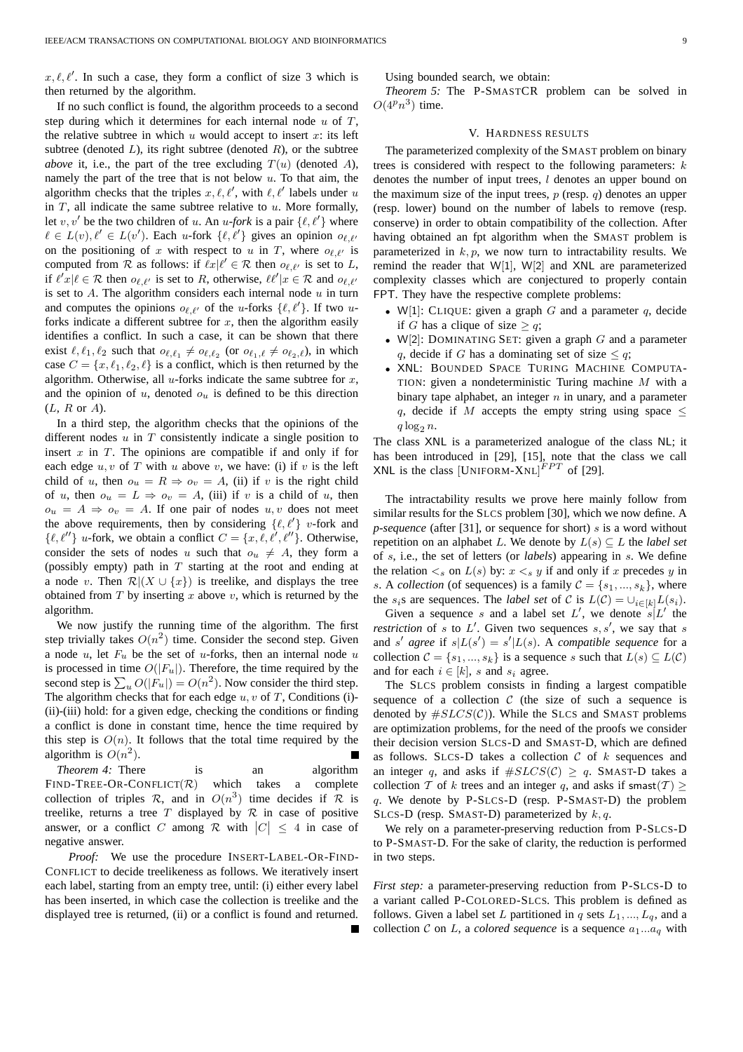$x, \ell, \ell'$. In such a case, they form a conflict of size 3 which is then returned by the algorithm.

If no such conflict is found, the algorithm proceeds to a second step during which it determines for each internal node $u$ of $T$, the relative subtree in which $u$ would accept to insert $x$: its left subtree (denoted $L$), its right subtree (denoted $R$), or the subtree *above* it, i.e., the part of the tree excluding $T(u)$ (denoted $A$), namely the part of the tree that is not below $u$. To that aim, the algorithm checks that the triples $x, \ell, \ell'$, with $\ell, \ell'$ labels under $u$ in $T$, all indicate the same subtree relative to $u$. More formally, let $v, v'$ be the two children of $u$. An *u-fork* is a pair $\{\ell, \ell'\}$ where $\ell \in L(v), \ell' \in L(v')$. Each $u$-fork $\{\ell, \ell'\}$ gives an opinion $o_{\ell,\ell'}$ on the positioning of $x$ with respect to $u$ in $T$, where $o_{\ell,\ell'}$ is computed from $\mathcal{R}$ as follows: if $\ell x|\ell' \in \mathcal{R}$ then $o_{\ell,\ell'}$ is set to $L$, if $\ell' x|\ell \in \mathcal{R}$ then $o_{\ell,\ell'}$ is set to $R$, otherwise, $\ell\ell'|x \in \mathcal{R}$ and $o_{\ell,\ell'}$ is set to $A$. The algorithm considers each internal node $u$ in turn and computes the opinions $o_{\ell,\ell'}$ of the $u$-forks $\{\ell, \ell'\}$. If two $u$-forks indicate a different subtree for $x$, then the algorithm easily identifies a conflict. In such a case, it can be shown that there exist $\ell, \ell_1, \ell_2$ such that $o_{\ell,\ell_1} \neq o_{\ell,\ell_2}$ (or $o_{\ell_1,\ell} \neq o_{\ell_2,\ell}$), in which case $C = \{x, \ell_1, \ell_2, \ell\}$ is a conflict, which is then returned by the algorithm. Otherwise, all $u$-forks indicate the same subtree for $x$, and the opinion of $u$, denoted $o_u$ is defined to be this direction ($L$, $R$ or $A$).

In a third step, the algorithm checks that the opinions of the different nodes $u$ in $T$ consistently indicate a single position to insert $x$ in $T$. The opinions are compatible if and only if for each edge $u, v$ of $T$ with $u$ above $v$, we have: (i) if $v$ is the left child of $u$, then $o_u = R \Rightarrow o_v = A$, (ii) if $v$ is the right child of $u$, then $o_u = L \Rightarrow o_v = A$, (iii) if $v$ is a child of $u$, then $o_u = A \Rightarrow o_v = A$. If one pair of nodes $u, v$ does not meet the above requirements, then by considering $\{\ell, \ell'\}$ $v$-fork and $\{\ell, \ell''\}$ $u$-fork, we obtain a conflict $C = \{x, \ell, \ell', \ell''\}$. Otherwise, consider the sets of nodes $u$ such that $o_u \neq A$, they form a (possibly empty) path in $T$ starting at the root and ending at a node $v$. Then $\mathcal{R}|(X \cup \{x\})$ is treelike, and displays the tree obtained from $T$ by inserting $x$ above $v$, which is returned by the algorithm.

We now justify the running time of the algorithm. The first step trivially takes $O(n^2)$ time. Consider the second step. Given a node $u$, let $F_u$ be the set of $u$-forks, then an internal node $u$ is processed in time $O(|F_u|)$. Therefore, the time required by the second step is $\sum_u O(|F_u|) = O(n^2)$. Now consider the third step. The algorithm checks that for each edge $u, v$ of $T$, Conditions (i)-(ii)-(iii) hold: for a given edge, checking the conditions or finding a conflict is done in constant time, hence the time required by this step is $O(n)$. It follows that the total time required by the algorithm is $O(n^2)$. ∎

*Theorem 4:* There is an algorithm FIND-TREE-OR-CONFLICT($\mathcal{R}$) which takes a complete collection of triples $\mathcal{R}$, and in $O(n^3)$ time decides if $\mathcal{R}$ is treelike, returns a tree $T$ displayed by $\mathcal{R}$ in case of positive answer, or a conflict $C$ among $\mathcal{R}$ with $|C| \leq 4$ in case of negative answer.

*Proof:* We use the procedure INSERT-LABEL-OR-FIND-CONFLICT to decide treelikeness as follows. We iteratively insert each label, starting from an empty tree, until: (i) either every label has been inserted, in which case the collection is treelike and the displayed tree is returned, (ii) or a conflict is found and returned. ∎

Using bounded search, we obtain:

*Theorem 5:* The P-SMASTCR problem can be solved in $O(4^p n^3)$ time.

## V. HARDNESS RESULTS

The parameterized complexity of the SMAST problem on binary trees is considered with respect to the following parameters: $k$ denotes the number of input trees, $l$ denotes an upper bound on the maximum size of the input trees, $p$ (resp. $q$) denotes an upper (resp. lower) bound on the number of labels to remove (resp. conserve) in order to obtain compatibility of the collection. After having obtained an fpt algorithm when the SMAST problem is parameterized in $k, p$, we now turn to intractability results. We remind the reader that W[1], W[2] and XNL are parameterized complexity classes which are conjectured to properly contain FPT. They have the respective complete problems:

- W[1]: CLIQUE: given a graph $G$ and a parameter $q$, decide if $G$ has a clique of size $\geq q$;
- W[2]: DOMINATING SET: given a graph $G$ and a parameter $q$, decide if $G$ has a dominating set of size $\leq q$;
- XNL: BOUNDED SPACE TURING MACHINE COMPUTATION: given a nondeterministic Turing machine $M$ with a binary tape alphabet, an integer $n$ in unary, and a parameter $q$, decide if $M$ accepts the empty string using space $\leq q \log_2 n$.

The class XNL is a parameterized analogue of the class NL; it has been introduced in [29], [15], note that the class we call XNL is the class $[\text{UNIFORM-XNL}]^{FPT}$ of [29].

The intractability results we prove here mainly follow from similar results for the SLCS problem [30], which we now define. A *p-sequence* (after [31], or sequence for short) $s$ is a word without repetition on an alphabet $L$. We denote by $L(s) \subseteq L$ the *label set* of $s$, i.e., the set of letters (or *labels*) appearing in $s$. We define the relation $<_s$ on $L(s)$ by: $x <_s y$ if and only if $x$ precedes $y$ in $s$. A *collection* (of sequences) is a family $\mathcal{C} = \{s_1, ..., s_k\}$, where the $s_i$s are sequences. The *label set* of $\mathcal{C}$ is $L(\mathcal{C}) = \cup_{i \in [k]} L(s_i)$.

Given a sequence $s$ and a label set $L'$, we denote $s|L'$ the *restriction* of $s$ to $L'$. Given two sequences $s, s'$, we say that $s$ and $s'$ *agree* if $s|L(s') = s'|L(s)$. A *compatible sequence* for a collection $\mathcal{C} = \{s_1, ..., s_k\}$ is a sequence $s$ such that $L(s) \subseteq L(\mathcal{C})$ and for each $i \in [k]$, $s$ and $s_i$ agree.

The SLCS problem consists in finding a largest compatible sequence of a collection $\mathcal{C}$ (the size of such a sequence is denoted by $\#SLCS(\mathcal{C})$). While the SLCS and SMAST problems are optimization problems, for the need of the proofs we consider their decision version SLCS-D and SMAST-D, which are defined as follows. SLCS-D takes a collection $\mathcal{C}$ of $k$ sequences and an integer $q$, and asks if $\#SLCS(\mathcal{C}) \geq q$. SMAST-D takes a collection $\mathcal{T}$ of $k$ trees and an integer $q$, and asks if $\mathsf{smast}(\mathcal{T}) \geq q$. We denote by P-SLCS-D (resp. P-SMAST-D) the problem SLCS-D (resp. SMAST-D) parameterized by $k, q$.

We rely on a parameter-preserving reduction from P-SLCS-D to P-SMAST-D. For the sake of clarity, the reduction is performed in two steps.

*First step:* a parameter-preserving reduction from P-SLCS-D to a variant called P-COLORED-SLCS. This problem is defined as follows. Given a label set $L$ partitioned in $q$ sets $L_1, ..., L_q$, and a collection $\mathcal{C}$ on $L$, a *colored sequence* is a sequence $a_1...a_q$ with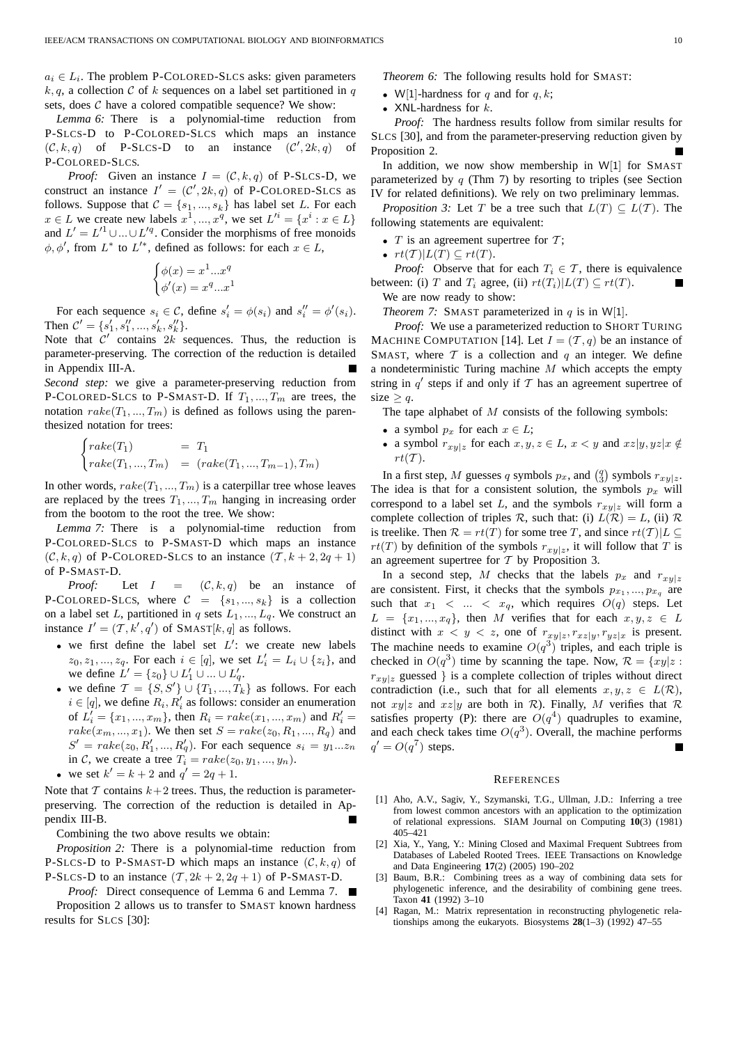$a_i \in L_i$. The problem P-COLORED-SLCS asks: given parameters $k, q$, a collection $\mathcal{C}$ of $k$ sequences on a label set partitioned in $q$ sets, does $\mathcal{C}$ have a colored compatible sequence? We show:

*Lemma 6:* There is a polynomial-time reduction from P-SLCS-D to P-COLORED-SLCS which maps an instance $(\mathcal{C}, k, q)$ of P-SLCS-D to an instance $(\mathcal{C}', 2k, q)$ of P-COLORED-SLCS.

*Proof:* Given an instance $I = (\mathcal{C}, k, q)$ of P-SLCS-D, we construct an instance $I' = (\mathcal{C}', 2k, q)$ of P-COLORED-SLCS as follows. Suppose that $\mathcal{C} = \{s_1, ..., s_k\}$ has label set $L$. For each $x \in L$ we create new labels $x^1, ..., x^q$, we set $L'^i = \{x^i : x \in L\}$ and $L' = L'^1 \cup ... \cup L'^q$. Consider the morphisms of free monoids $\phi, \phi'$, from $L^*$ to $L'^*$, defined as follows: for each $x \in L$,

$$\begin{cases} \phi(x) = x^1 ... x^q \\ \phi'(x) = x^q ... x^1 \end{cases}$$

For each sequence $s_i \in \mathcal{C}$, define $s'_i = \phi(s_i)$ and $s''_i = \phi'(s_i)$. Then $\mathcal{C}' = \{s'_1, s''_1, ..., s'_k, s''_k\}$.

Note that $\mathcal{C}'$ contains $2k$ sequences. Thus, the reduction is parameter-preserving. The correction of the reduction is detailed in Appendix III-A. ∎

*Second step:* we give a parameter-preserving reduction from P-COLORED-SLCS to P-SMAST-D. If $T_1, ..., T_m$ are trees, the notation $rake(T_1, ..., T_m)$ is defined as follows using the parenthesized notation for trees:

$$\begin{cases} rake(T_1) & = T_1 \\ rake(T_1, ..., T_m) & = (rake(T_1, ..., T_{m-1}), T_m) \end{cases}$$

In other words, $rake(T_1, ..., T_m)$ is a caterpillar tree whose leaves are replaced by the trees $T_1, ..., T_m$ hanging in increasing order from the bootom to the root the tree. We show:

*Lemma 7:* There is a polynomial-time reduction from P-COLORED-SLCS to P-SMAST-D which maps an instance $(\mathcal{C}, k, q)$ of P-COLORED-SLCS to an instance $(\mathcal{T}, k+2, 2q+1)$ of P-SMAST-D.

*Proof:* Let $I = (\mathcal{C}, k, q)$ be an instance of P-COLORED-SLCS, where $\mathcal{C} = \{s_1, ..., s_k\}$ is a collection on a label set $L$, partitioned in $q$ sets $L_1, ..., L_q$. We construct an instance $I' = (\mathcal{T}, k', q')$ of SMAST$[k, q]$ as follows.

- we first define the label set $L'$: we create new labels $z_0, z_1, ..., z_q$. For each $i \in [q]$, we set $L'_i = L_i \cup \{z_i\}$, and we define $L' = \{z_0\} \cup L'_1 \cup ... \cup L'_q$.
- we define $\mathcal{T} = \{S, S'\} \cup \{T_1, ..., T_k\}$ as follows. For each $i \in [q]$, we define $R_i, R'_i$ as follows: consider an enumeration of $L'_i = \{x_1, ..., x_m\}$, then $R_i = rake(x_1, ..., x_m)$ and $R'_i = rake(x_m, ..., x_1)$. We then set $S = rake(z_0, R_1, ..., R_q)$ and $S' = rake(z_0, R'_1, ..., R'_q)$. For each sequence $s_i = y_1...z_n$ in $\mathcal{C}$, we create a tree $T_i = rake(z_0, y_1, ..., y_n)$.
- we set $k' = k+2$ and $q' = 2q+1$.

Note that $\mathcal{T}$ contains $k+2$ trees. Thus, the reduction is parameter-preserving. The correction of the reduction is detailed in Appendix III-B. ∎

Combining the two above results we obtain:

*Proposition 2:* There is a polynomial-time reduction from P-SLCS-D to P-SMAST-D which maps an instance $(\mathcal{C}, k, q)$ of P-SLCS-D to an instance $(\mathcal{T}, 2k+2, 2q+1)$ of P-SMAST-D.

*Proof:* Direct consequence of Lemma 6 and Lemma 7. ∎

Proposition 2 allows us to transfer to SMAST known hardness results for SLCS [30]:

*Theorem 6:* The following results hold for SMAST:

- W[1]-hardness for $q$ and for $q, k$;
- XNL-hardness for $k$.

*Proof:* The hardness results follow from similar results for SLCS [30], and from the parameter-preserving reduction given by Proposition 2. ∎

In addition, we now show membership in W[1] for SMAST parameterized by $q$ (Thm 7) by resorting to triples (see Section IV for related definitions). We rely on two preliminary lemmas.

*Proposition 3:* Let $T$ be a tree such that $L(T) \subseteq L(\mathcal{T})$. The following statements are equivalent:

- $T$ is an agreement supertree for $\mathcal{T}$;
- $rt(\mathcal{T})|L(T) \subseteq rt(T)$.

*Proof:* Observe that for each $T_i \in \mathcal{T}$, there is equivalence between: (i) $T$ and $T_i$ agree, (ii) $rt(T_i)|L(T) \subseteq rt(T)$. ∎

We are now ready to show:

*Theorem 7:* SMAST parameterized in $q$ is in W[1].

*Proof:* We use a parameterized reduction to SHORT TURING MACHINE COMPUTATION [14]. Let $I = (\mathcal{T}, q)$ be an instance of SMAST, where $\mathcal{T}$ is a collection and $q$ an integer. We define a nondeterministic Turing machine $M$ which accepts the empty string in $q'$ steps if and only if $\mathcal{T}$ has an agreement supertree of size $\geq q$.

The tape alphabet of $M$ consists of the following symbols:

- a symbol $p_x$ for each $x \in L$;
- a symbol $r_{xy|z}$ for each $x, y, z \in L$, $x < y$ and $xz|y, yz|x \notin rt(\mathcal{T})$.

In a first step, $M$ guesses $q$ symbols $p_x$, and $\binom{q}{3}$ symbols $r_{xy|z}$. The idea is that for a consistent solution, the symbols $p_x$ will correspond to a label set $L$, and the symbols $r_{xy|z}$ will form a complete collection of triples $\mathcal{R}$, such that: (i) $L(\mathcal{R}) = L$, (ii) $\mathcal{R}$ is treelike. Then $\mathcal{R} = rt(T)$ for some tree $T$, and since $rt(\mathcal{T})|L \subseteq rt(T)$ by definition of the symbols $r_{xy|z}$, it will follow that $T$ is an agreement supertree for $\mathcal{T}$ by Proposition 3.

In a second step, $M$ checks that the labels $p_x$ and $r_{xy|z}$ are consistent. First, it checks that the symbols $p_{x_1}, ..., p_{x_q}$ are such that $x_1 < ... < x_q$, which requires $O(q)$ steps. Let $L = \{x_1, ..., x_q\}$, then $M$ verifies that for each $x, y, z \in L$ distinct with $x < y < z$, one of $r_{xy|z}, r_{xz|y}, r_{yz|x}$ is present. The machine needs to examine $O(q^3)$ triples, and each triple is checked in $O(q^3)$ time by scanning the tape. Now, $\mathcal{R} = \{xy|z : r_{xy|z}$ guessed $\}$ is a complete collection of triples without direct contradiction (i.e., such that for all elements $x, y, z \in L(\mathcal{R})$, not $xy|z$ and $xz|y$ are both in $\mathcal{R}$). Finally, $M$ verifies that $\mathcal{R}$ satisfies property (P): there are $O(q^4)$ quadruples to examine, and each check takes time $O(q^3)$. Overall, the machine performs $q' = O(q^7)$ steps. ∎

## REFERENCES

[1] Aho, A.V., Sagiv, Y., Szymanski, T.G., Ullman, J.D.: Inferring a tree from lowest common ancestors with an application to the optimization of relational expressions. SIAM Journal on Computing **10**(3) (1981) 405–421

[2] Xia, Y., Yang, Y.: Mining Closed and Maximal Frequent Subtrees from Databases of Labeled Rooted Trees. IEEE Transactions on Knowledge and Data Engineering **17**(2) (2005) 190–202

[3] Baum, B.R.: Combining trees as a way of combining data sets for phylogenetic inference, and the desirability of combining gene trees. Taxon **41** (1992) 3–10

[4] Ragan, M.: Matrix representation in reconstructing phylogenetic relationships among the eukaryots. Biosystems **28**(1–3) (1992) 47–55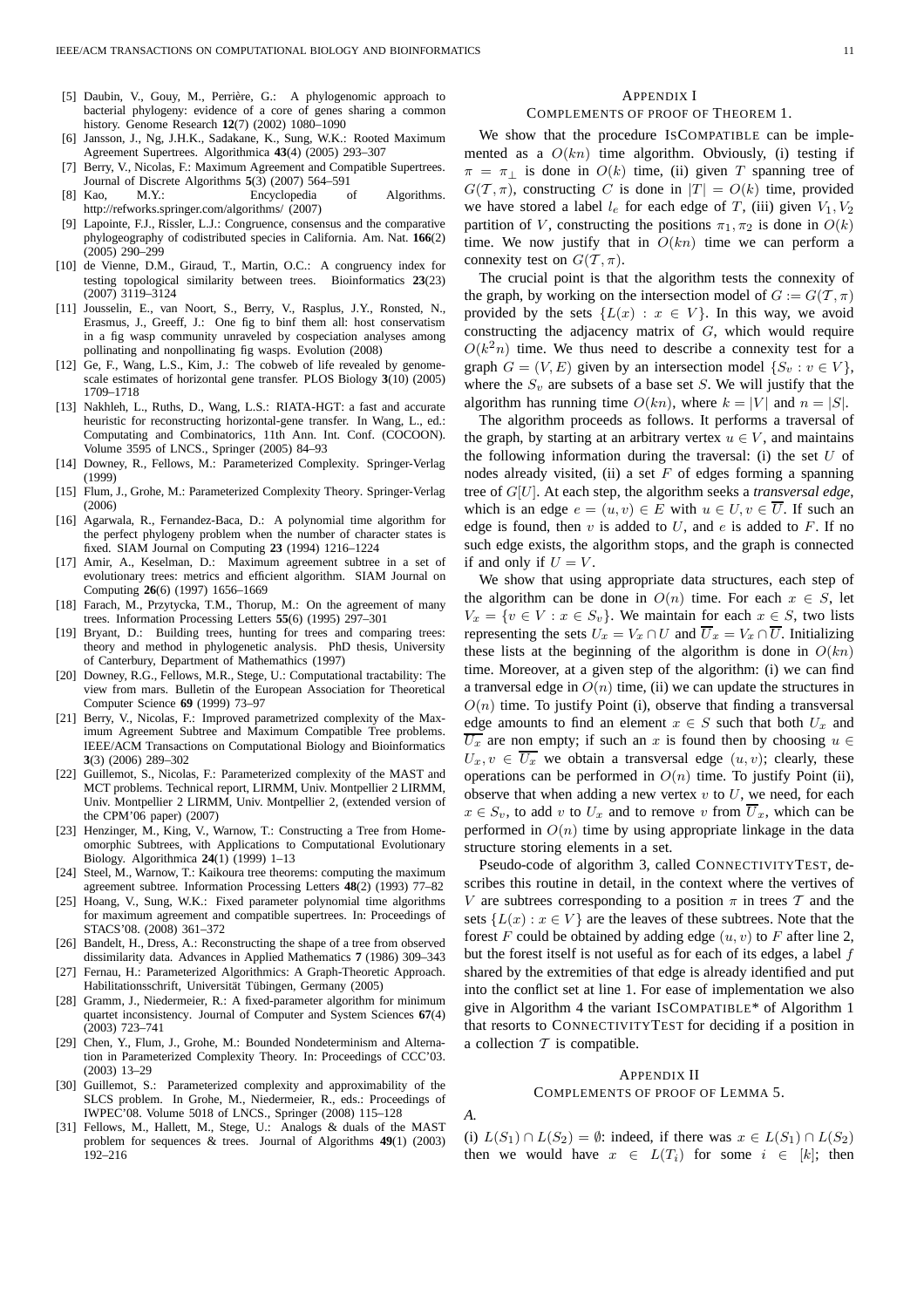[5] Daubin, V., Gouy, M., Perrière, G.: A phylogenomic approach to bacterial phylogeny: evidence of a core of genes sharing a common history. Genome Research **12**(7) (2002) 1080–1090

[6] Jansson, J., Ng, J.H.K., Sadakane, K., Sung, W.K.: Rooted Maximum Agreement Supertrees. Algorithmica **43**(4) (2005) 293–307

[7] Berry, V., Nicolas, F.: Maximum Agreement and Compatible Supertrees. Journal of Discrete Algorithms **5**(3) (2007) 564–591

[8] Kao, M.Y.: Encyclopedia of Algorithms. http://refworks.springer.com/algorithms/ (2007)

[9] Lapointe, F.J., Rissler, L.J.: Congruence, consensus and the comparative phylogeography of codistributed species in California. Am. Nat. **166**(2) (2005) 290–299

[10] de Vienne, D.M., Giraud, T., Martin, O.C.: A congruency index for testing topological similarity between trees. Bioinformatics **23**(23) (2007) 3119–3124

[11] Jousselin, E., van Noort, S., Berry, V., Rasplus, J.Y., Ronsted, N., Erasmus, J., Greeff, J.: One fig to binf them all: host conservatism in a fig wasp community unraveled by cospeciation analyses among pollinating and nonpollinating fig wasps. Evolution (2008)

[12] Ge, F., Wang, L.S., Kim, J.: The cobweb of life revealed by genome-scale estimates of horizontal gene transfer. PLOS Biology **3**(10) (2005) 1709–1718

[13] Nakhleh, L., Ruths, D., Wang, L.S.: RIATA-HGT: a fast and accurate heuristic for reconstructing horizontal-gene transfer. In Wang, L., ed.: Computating and Combinatorics, 11th Ann. Int. Conf. (COCOON). Volume 3595 of LNCS., Springer (2005) 84–93

[14] Downey, R., Fellows, M.: Parameterized Complexity. Springer-Verlag (1999)

[15] Flum, J., Grohe, M.: Parameterized Complexity Theory. Springer-Verlag (2006)

[16] Agarwala, R., Fernandez-Baca, D.: A polynomial time algorithm for the perfect phylogeny problem when the number of character states is fixed. SIAM Journal on Computing **23** (1994) 1216–1224

[17] Amir, A., Keselman, D.: Maximum agreement subtree in a set of evolutionary trees: metrics and efficient algorithm. SIAM Journal on Computing **26**(6) (1997) 1656–1669

[18] Farach, M., Przytycka, T.M., Thorup, M.: On the agreement of many trees. Information Processing Letters **55**(6) (1995) 297–301

[19] Bryant, D.: Building trees, hunting for trees and comparing trees: theory and method in phylogenetic analysis. PhD thesis, University of Canterbury, Department of Mathemathics (1997)

[20] Downey, R.G., Fellows, M.R., Stege, U.: Computational tractability: The view from mars. Bulletin of the European Association for Theoretical Computer Science **69** (1999) 73–97

[21] Berry, V., Nicolas, F.: Improved parametrized complexity of the Maximum Agreement Subtree and Maximum Compatible Tree problems. IEEE/ACM Transactions on Computational Biology and Bioinformatics **3**(3) (2006) 289–302

[22] Guillemot, S., Nicolas, F.: Parameterized complexity of the MAST and MCT problems. Technical report, LIRMM, Univ. Montpellier 2 LIRMM, Univ. Montpellier 2 LIRMM, Univ. Montpellier 2, (extended version of the CPM'06 paper) (2007)

[23] Henzinger, M., King, V., Warnow, T.: Constructing a Tree from Homeomorphic Subtrees, with Applications to Computational Evolutionary Biology. Algorithmica **24**(1) (1999) 1–13

[24] Steel, M., Warnow, T.: Kaikoura tree theorems: computing the maximum agreement subtree. Information Processing Letters **48**(2) (1993) 77–82

[25] Hoang, V., Sung, W.K.: Fixed parameter polynomial time algorithms for maximum agreement and compatible supertrees. In: Proceedings of STACS'08. (2008) 361–372

[26] Bandelt, H., Dress, A.: Reconstructing the shape of a tree from observed dissimilarity data. Advances in Applied Mathematics **7** (1986) 309–343

[27] Fernau, H.: Parameterized Algorithmics: A Graph-Theoretic Approach. Habilitationsschrift, Universität Tübingen, Germany (2005)

[28] Gramm, J., Niedermeier, R.: A fixed-parameter algorithm for minimum quartet inconsistency. Journal of Computer and System Sciences **67**(4) (2003) 723–741

[29] Chen, Y., Flum, J., Grohe, M.: Bounded Nondeterminism and Alternation in Parameterized Complexity Theory. In: Proceedings of CCC'03. (2003) 13–29

[30] Guillemot, S.: Parameterized complexity and approximability of the SLCS problem. In Grohe, M., Niedermeier, R., eds.: Proceedings of IWPEC'08. Volume 5018 of LNCS., Springer (2008) 115–128

[31] Fellows, M., Hallett, M., Stege, U.: Analogs & duals of the MAST problem for sequences & trees. Journal of Algorithms **49**(1) (2003) 192–216

## Appendix I
### Complements of proof of Theorem 1.

We show that the procedure IsCompatible can be implemented as a $O(kn)$ time algorithm. Obviously, (i) testing if $\pi = \pi_\perp$ is done in $O(k)$ time, (ii) given $T$ spanning tree of $G(\mathcal{T}, \pi)$, constructing $C$ is done in $|T| = O(k)$ time, provided we have stored a label $l_e$ for each edge of $T$, (iii) given $V_1, V_2$ partition of $V$, constructing the positions $\pi_1, \pi_2$ is done in $O(k)$ time. We now justify that in $O(kn)$ time we can perform a connexity test on $G(\mathcal{T}, \pi)$.

The crucial point is that the algorithm tests the connexity of the graph, by working on the intersection model of $G := G(\mathcal{T}, \pi)$ provided by the sets $\{L(x) : x \in V\}$. In this way, we avoid constructing the adjacency matrix of $G$, which would require $O(k^2 n)$ time. We thus need to describe a connexity test for a graph $G = (V, E)$ given by an intersection model $\{S_v : v \in V\}$, where the $S_v$ are subsets of a base set $S$. We will justify that the algorithm has running time $O(kn)$, where $k = |V|$ and $n = |S|$.

The algorithm proceeds as follows. It performs a traversal of the graph, by starting at an arbitrary vertex $u \in V$, and maintains the following information during the traversal: (i) the set $U$ of nodes already visited, (ii) a set $F$ of edges forming a spanning tree of $G[U]$. At each step, the algorithm seeks a *transversal edge*, which is an edge $e = (u, v) \in E$ with $u \in U, v \in \overline{U}$. If such an edge is found, then $v$ is added to $U$, and $e$ is added to $F$. If no such edge exists, the algorithm stops, and the graph is connected if and only if $U = V$.

We show that using appropriate data structures, each step of the algorithm can be done in $O(n)$ time. For each $x \in S$, let $V_x = \{v \in V : x \in S_v\}$. We maintain for each $x \in S$, two lists representing the sets $U_x = V_x \cap U$ and $\overline{U}_x = V_x \cap \overline{U}$. Initializing these lists at the beginning of the algorithm is done in $O(kn)$ time. Moreover, at a given step of the algorithm: (i) we can find a tranversal edge in $O(n)$ time, (ii) we can update the structures in $O(n)$ time. To justify Point (i), observe that finding a transversal edge amounts to find an element $x \in S$ such that both $U_x$ and $\overline{U_x}$ are non empty; if such an $x$ is found then by choosing $u \in U_x, v \in \overline{U_x}$ we obtain a transversal edge $(u, v)$; clearly, these operations can be performed in $O(n)$ time. To justify Point (ii), observe that when adding a new vertex $v$ to $U$, we need, for each $x \in S_v$, to add $v$ to $U_x$ and to remove $v$ from $\overline{U}_x$, which can be performed in $O(n)$ time by using appropriate linkage in the data structure storing elements in a set.

Pseudo-code of algorithm 3, called ConnectivityTest, describes this routine in detail, in the context where the vertives of $V$ are subtrees corresponding to a position $\pi$ in trees $\mathcal{T}$ and the sets $\{L(x) : x \in V\}$ are the leaves of these subtrees. Note that the forest $F$ could be obtained by adding edge $(u, v)$ to $F$ after line 2, but the forest itself is not useful as for each of its edges, a label $f$ shared by the extremities of that edge is already identified and put into the conflict set at line 1. For ease of implementation we also give in Algorithm 4 the variant IsCompatible* of Algorithm 1 that resorts to ConnectivityTest for deciding if a position in a collection $\mathcal{T}$ is compatible.

## Appendix II
### Complements of proof of Lemma 5.

*A.*

(i) $L(S_1) \cap L(S_2) = \emptyset$: indeed, if there was $x \in L(S_1) \cap L(S_2)$ then we would have $x \in L(T_i)$ for some $i \in [k]$; then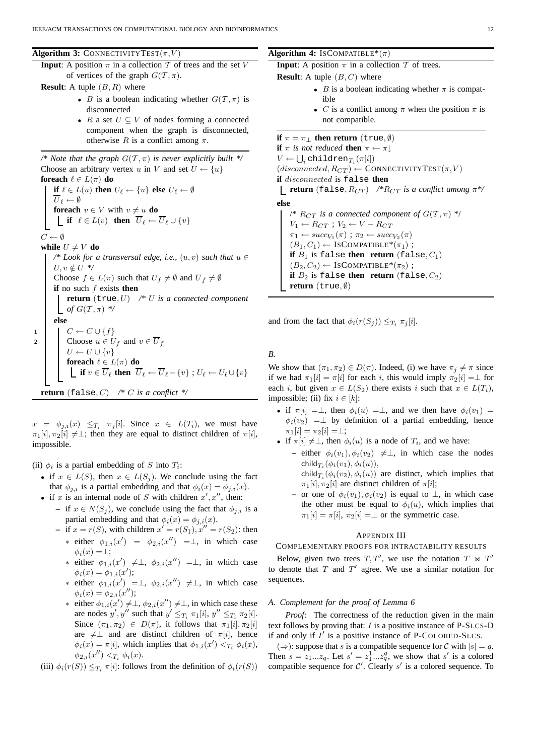**Algorithm 3:** CONNECTIVITYTEST($\pi$, $V$)

**Input**: A position $\pi$ in a collection $\mathcal{T}$ of trees and the set $V$ of vertices of the graph $G(\mathcal{T}, \pi)$.

**Result**: A tuple $(B, R)$ where

- $B$ is a boolean indicating whether $G(\mathcal{T}, \pi)$ is disconnected
- $R$ a set $U \subseteq V$ of nodes forming a connected component when the graph is disconnected, otherwise $R$ is a conflict among $\pi$.

```
/* Note that the graph G(T, π) is never explicitly built */
Choose an arbitrary vertex u in V and set U ← {u}
foreach ℓ ∈ L(π) do
    if ℓ ∈ L(u) then U_ℓ ← {u} else U_ℓ ← ∅
    Ū_ℓ ← ∅
    foreach v ∈ V with v ≠ u do
        if ℓ ∈ L(v) then Ū_ℓ ← Ū_ℓ ∪ {v}
C ← ∅
while U ≠ V do
    /* Look for a transversal edge, i.e., (u, v) such that u ∈ U, v ∉ U */
    Choose f ∈ L(π) such that U_f ≠ ∅ and Ū_f ≠ ∅
    if no such f exists then
        return (true, U)   /* U is a connected component of G(T, π) */
    else
1       C ← C ∪ {f}
2       Choose u ∈ U_f and v ∈ Ū_f
        U ← U ∪ {v}
        foreach ℓ ∈ L(π) do
            if v ∈ Ū_ℓ then Ū_ℓ ← Ū_ℓ − {v} ; U_ℓ ← U_ℓ ∪ {v}
return (false, C)   /* C is a conflict */
```

$x = \phi_{j,i}(x) \leq_{T_i} \pi_j[i]$. Since $x \in L(T_i)$, we must have $\pi_1[i], \pi_2[i] \neq \perp$; then they are equal to distinct children of $\pi[i]$, impossible.

(ii) $\phi_i$ is a partial embedding of $S$ into $T_i$:

- if $x \in L(S)$, then $x \in L(S_j)$. We conclude using the fact that $\phi_{j,i}$ is a partial embedding and that $\phi_i(x) = \phi_{j,i}(x)$.
- if $x$ is an internal node of $S$ with children $x', x''$, then:
  - if $x \in N(S_j)$, we conclude using the fact that $\phi_{j,i}$ is a partial embedding and that $\phi_i(x) = \phi_{j,i}(x)$.
  - if $x = r(S)$, with children $x' = r(S_1), x'' = r(S_2)$: then
    - either $\phi_{1,i}(x') = \phi_{2,i}(x'') = \perp$, in which case $\phi_i(x) = \perp$;
    - either $\phi_{1,i}(x') \neq \perp$, $\phi_{2,i}(x'') = \perp$, in which case $\phi_i(x) = \phi_{1,i}(x')$;
    - either $\phi_{1,i}(x') = \perp$, $\phi_{2,i}(x'') \neq \perp$, in which case $\phi_i(x) = \phi_{2,i}(x'')$;
    - either $\phi_{1,i}(x') \neq \perp, \phi_{2,i}(x'') \neq \perp$, in which case these are nodes $y', y''$ such that $y' \leq_{T_i} \pi_1[i]$, $y'' \leq_{T_i} \pi_2[i]$. Since $(\pi_1, \pi_2) \in D(\pi)$, it follows that $\pi_1[i], \pi_2[i]$ are $\neq \perp$ and are distinct children of $\pi[i]$, hence $\phi_i(x) = \pi[i]$, which implies that $\phi_{1,i}(x') <_{T_i} \phi_i(x)$, $\phi_{2,i}(x'') <_{T_i} \phi_i(x)$.

(iii) $\phi_i(r(S)) \leq_{T_i} \pi[i]$: follows from the definition of $\phi_i(r(S))$ and from the fact that $\phi_i(r(S_j)) \leq_{T_i} \pi_j[i]$.

**Algorithm 4:** ISCOMPATIBLE*($\pi$)

**Input**: A position $\pi$ in a collection $\mathcal{T}$ of trees.

**Result**: A tuple $(B, C)$ where

- $B$ is a boolean indicating whether $\pi$ is compatible
- $C$ is a conflict among $\pi$ when the position $\pi$ is not compatible.

```
if π = π_⊥ then return (true, ∅)
if π is not reduced then π ← π↓
V ← ⋃_i children_{T_i}(π[i])
(disconnected, R_CT) ← CONNECTIVITYTEST(π, V)
if disconnected is false then
    return (false, R_CT)   /* R_CT is a conflict among π */
else
    /* R_CT is a connected component of G(T, π) */
    V_1 ← R_CT ; V_2 ← V − R_CT
    π_1 ← succ_{V_1}(π) ; π_2 ← succ_{V_2}(π)
    (B_1, C_1) ← ISCOMPATIBLE*(π_1) ;
    if B_1 is false then return (false, C_1)
    (B_2, C_2) ← ISCOMPATIBLE*(π_2) ;
    if B_2 is false then return (false, C_2)
    return (true, ∅)
```

*B.*

We show that $(\pi_1, \pi_2) \in D(\pi)$. Indeed, (i) we have $\pi_j \neq \pi$ since if we had $\pi_1[i] = \pi[i]$ for each $i$, this would imply $\pi_2[i] = \perp$ for each $i$, but given $x \in L(S_2)$ there exists $i$ such that $x \in L(T_i)$, impossible; (ii) fix $i \in [k]$:

- if $\pi[i] = \perp$, then $\phi_i(u) = \perp$, and we then have $\phi_i(v_1) = \phi_i(v_2) = \perp$ by definition of a partial embedding, hence $\pi_1[i] = \pi_2[i] = \perp$;
- if $\pi[i] \neq \perp$, then $\phi_i(u)$ is a node of $T_i$, and we have:
  - either $\phi_i(v_1), \phi_i(v_2) \neq \perp$, in which case the nodes $\mathsf{child}_{T_i}(\phi_i(v_1), \phi_i(u))$, $\mathsf{child}_{T_i}(\phi_i(v_2), \phi_i(u))$ are distinct, which implies that $\pi_1[i], \pi_2[i]$ are distinct children of $\pi[i]$;
  - or one of $\phi_i(v_1), \phi_i(v_2)$ is equal to $\perp$, in which case the other must be equal to $\phi_i(u)$, which implies that $\pi_1[i] = \pi[i]$, $\pi_2[i] = \perp$ or the symmetric case.

## APPENDIX III
## COMPLEMENTARY PROOFS FOR INTRACTABILITY RESULTS

Below, given two trees $T, T'$, we use the notation $T \ltimes T'$ to denote that $T$ and $T'$ agree. We use a similar notation for sequences.

### *A. Complement for the proof of Lemma 6*

*Proof:* The correctness of the reduction given in the main text follows by proving that: $I$ is a positive instance of P-SLCS-D if and only if $I'$ is a positive instance of P-COLORED-SLCS.

($\Rightarrow$): suppose that $s$ is a compatible sequence for $\mathcal{C}$ with $|s| = q$. Then $s = z_1 ... z_q$. Let $s' = z_1^1 ... z_q^q$, we show that $s'$ is a colored compatible sequence for $\mathcal{C}'$. Clearly $s'$ is a colored sequence. To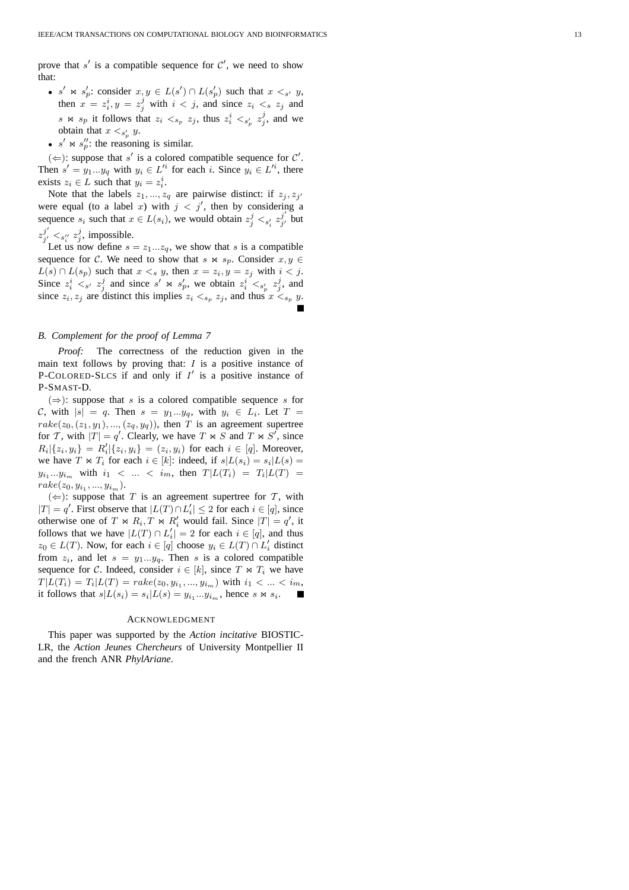prove that $s'$ is a compatible sequence for $\mathcal{C}'$, we need to show that:

- $s' \bowtie s'_p$: consider $x, y \in L(s') \cap L(s'_p)$ such that $x <_{s'} y$, then $x = z_i^i, y = z_j^j$ with $i < j$, and since $z_i <_s z_j$ and $s \bowtie s_p$ it follows that $z_i <_{s_p} z_j$, thus $z_i^i <_{s'_p} z_j^j$, and we obtain that $x <_{s'_p} y$.
- $s' \bowtie s''_p$: the reasoning is similar.

($\Leftarrow$): suppose that $s'$ is a colored compatible sequence for $\mathcal{C}'$. Then $s' = y_1...y_q$ with $y_i \in L'^i$ for each $i$. Since $y_i \in L'^i$, there exists $z_i \in L$ such that $y_i = z_i^i$.

Note that the labels $z_1, ..., z_q$ are pairwise distinct: if $z_j, z_{j'}$ were equal (to a label $x$) with $j < j'$, then by considering a sequence $s_i$ such that $x \in L(s_i)$, we would obtain $z_j^j <_{s'_i} z_{j'}^{j'}$ but $z_{j'}^{j'} <_{s''_i} z_j^j$, impossible.

Let us now define $s = z_1...z_q$, we show that $s$ is a compatible sequence for $\mathcal{C}$. We need to show that $s \bowtie s_p$. Consider $x, y \in L(s) \cap L(s_p)$ such that $x <_s y$, then $x = z_i, y = z_j$ with $i < j$. Since $z_i^i <_{s'} z_j^j$ and since $s' \bowtie s'_p$, we obtain $z_i^i <_{s'_p} z_j^j$, and since $z_i, z_j$ are distinct this implies $z_i <_{s_p} z_j$, and thus $x <_{s_p} y$. ■

### B. Complement for the proof of Lemma 7

*Proof:* The correctness of the reduction given in the main text follows by proving that: $I$ is a positive instance of P-COLORED-SLCS if and only if $I'$ is a positive instance of P-SMAST-D.

($\Rightarrow$): suppose that $s$ is a colored compatible sequence $s$ for $\mathcal{C}$, with $|s| = q$. Then $s = y_1...y_q$, with $y_i \in L_i$. Let $T = rake(z_0, (z_1, y_1), ..., (z_q, y_q))$, then $T$ is an agreement supertree for $\mathcal{T}$, with $|T| = q'$. Clearly, we have $T \bowtie S$ and $T \bowtie S'$, since $R_i|\{z_i, y_i\} = R'_i|\{z_i, y_i\} = (z_i, y_i)$ for each $i \in [q]$. Moreover, we have $T \bowtie T_i$ for each $i \in [k]$: indeed, if $s|L(s_i) = s_i|L(s) = y_{i_1}...y_{i_m}$ with $i_1 < ... < i_m$, then $T|L(T_i) = T_i|L(T) = rake(z_0, y_{i_1}, ..., y_{i_m})$.

($\Leftarrow$): suppose that $T$ is an agreement supertree for $\mathcal{T}$, with $|T| = q'$. First observe that $|L(T) \cap L'_i| \leq 2$ for each $i \in [q]$, since otherwise one of $T \bowtie R_i, T \bowtie R'_i$ would fail. Since $|T| = q'$, it follows that we have $|L(T) \cap L'_i| = 2$ for each $i \in [q]$, and thus $z_0 \in L(T)$. Now, for each $i \in [q]$ choose $y_i \in L(T) \cap L'_i$ distinct from $z_i$, and let $s = y_1...y_q$. Then $s$ is a colored compatible sequence for $\mathcal{C}$. Indeed, consider $i \in [k]$, since $T \bowtie T_i$ we have $T|L(T_i) = T_i|L(T) = rake(z_0, y_{i_1}, ..., y_{i_m})$ with $i_1 < ... < i_m$, it follows that $s|L(s_i) = s_i|L(s) = y_{i_1}...y_{i_m}$, hence $s \bowtie s_i$. ■

## ACKNOWLEDGMENT

This paper was supported by the *Action incitative* BIOSTIC-LR, the *Action Jeunes Chercheurs* of University Montpellier II and the french ANR *PhylAriane*.